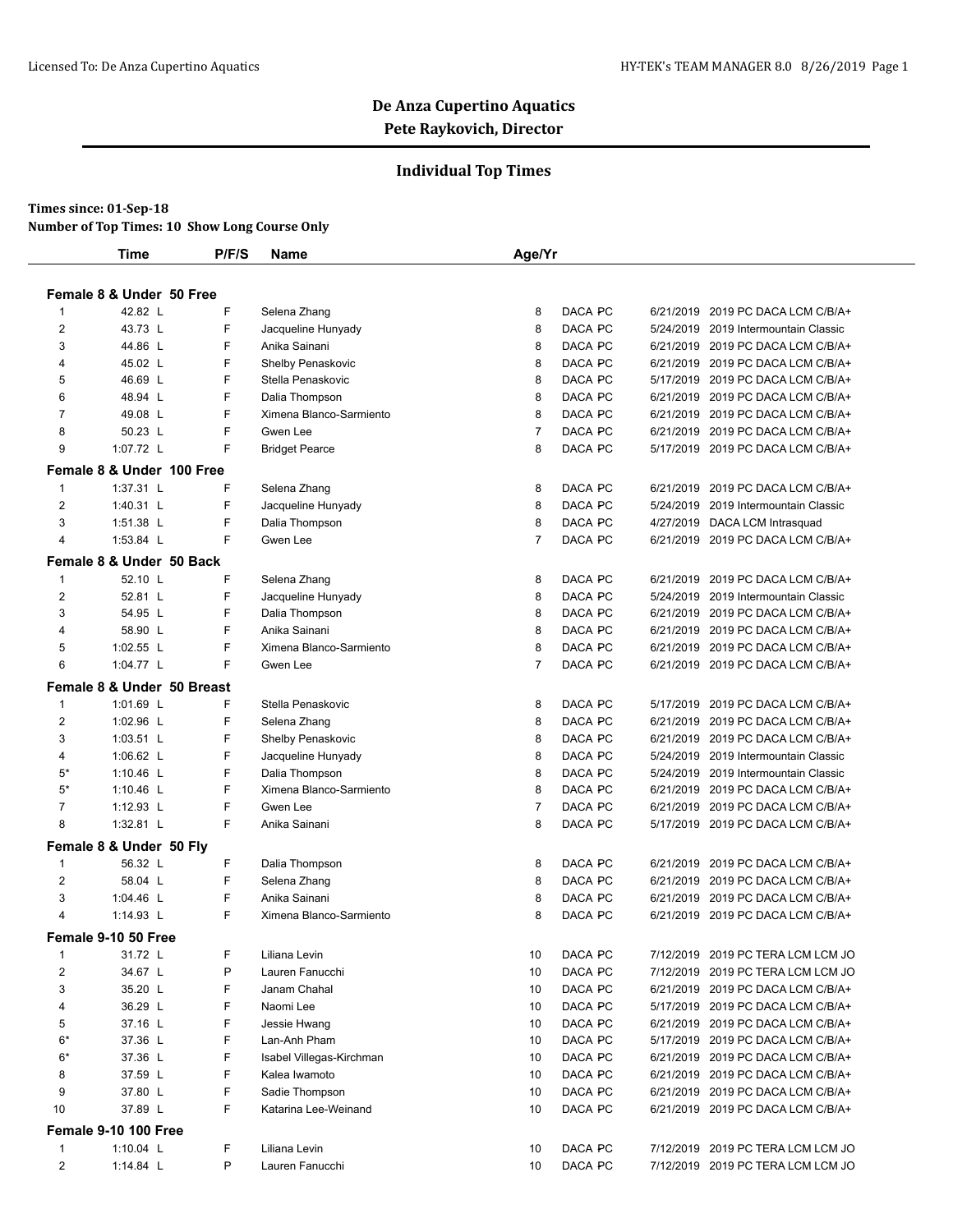# De Anza Cupertino Aquatics

**Pete Raykovich, Director**

## Individual Top Times

**Times since: 01-Sep-18**

**Number of Top Times: 10 Show Long Course Only**

| | Time | P/F/S | Name | Age/Yr | | | |
|---|---|---|---|---|---|---|---|
| **Female 8 & Under 50 Free** | | | | | | | |
| 1 | 42.82 L | F | Selena Zhang | 8 | DACA PC | 6/21/2019 | 2019 PC DACA LCM C/B/A+ |
| 2 | 43.73 L | F | Jacqueline Hunyady | 8 | DACA PC | 5/24/2019 | 2019 Intermountain Classic |
| 3 | 44.86 L | F | Anika Sainani | 8 | DACA PC | 6/21/2019 | 2019 PC DACA LCM C/B/A+ |
| 4 | 45.02 L | F | Shelby Penaskovic | 8 | DACA PC | 6/21/2019 | 2019 PC DACA LCM C/B/A+ |
| 5 | 46.69 L | F | Stella Penaskovic | 8 | DACA PC | 5/17/2019 | 2019 PC DACA LCM C/B/A+ |
| 6 | 48.94 L | F | Dalia Thompson | 8 | DACA PC | 6/21/2019 | 2019 PC DACA LCM C/B/A+ |
| 7 | 49.08 L | F | Ximena Blanco-Sarmiento | 8 | DACA PC | 6/21/2019 | 2019 PC DACA LCM C/B/A+ |
| 8 | 50.23 L | F | Gwen Lee | 7 | DACA PC | 6/21/2019 | 2019 PC DACA LCM C/B/A+ |
| 9 | 1:07.72 L | F | Bridget Pearce | 8 | DACA PC | 5/17/2019 | 2019 PC DACA LCM C/B/A+ |
| **Female 8 & Under 100 Free** | | | | | | | |
| 1 | 1:37.31 L | F | Selena Zhang | 8 | DACA PC | 6/21/2019 | 2019 PC DACA LCM C/B/A+ |
| 2 | 1:40.31 L | F | Jacqueline Hunyady | 8 | DACA PC | 5/24/2019 | 2019 Intermountain Classic |
| 3 | 1:51.38 L | F | Dalia Thompson | 8 | DACA PC | 4/27/2019 | DACA LCM Intrasquad |
| 4 | 1:53.84 L | F | Gwen Lee | 7 | DACA PC | 6/21/2019 | 2019 PC DACA LCM C/B/A+ |
| **Female 8 & Under 50 Back** | | | | | | | |
| 1 | 52.10 L | F | Selena Zhang | 8 | DACA PC | 6/21/2019 | 2019 PC DACA LCM C/B/A+ |
| 2 | 52.81 L | F | Jacqueline Hunyady | 8 | DACA PC | 5/24/2019 | 2019 Intermountain Classic |
| 3 | 54.95 L | F | Dalia Thompson | 8 | DACA PC | 6/21/2019 | 2019 PC DACA LCM C/B/A+ |
| 4 | 58.90 L | F | Anika Sainani | 8 | DACA PC | 6/21/2019 | 2019 PC DACA LCM C/B/A+ |
| 5 | 1:02.55 L | F | Ximena Blanco-Sarmiento | 8 | DACA PC | 6/21/2019 | 2019 PC DACA LCM C/B/A+ |
| 6 | 1:04.77 L | F | Gwen Lee | 7 | DACA PC | 6/21/2019 | 2019 PC DACA LCM C/B/A+ |
| **Female 8 & Under 50 Breast** | | | | | | | |
| 1 | 1:01.69 L | F | Stella Penaskovic | 8 | DACA PC | 5/17/2019 | 2019 PC DACA LCM C/B/A+ |
| 2 | 1:02.96 L | F | Selena Zhang | 8 | DACA PC | 6/21/2019 | 2019 PC DACA LCM C/B/A+ |
| 3 | 1:03.51 L | F | Shelby Penaskovic | 8 | DACA PC | 6/21/2019 | 2019 PC DACA LCM C/B/A+ |
| 4 | 1:06.62 L | F | Jacqueline Hunyady | 8 | DACA PC | 5/24/2019 | 2019 Intermountain Classic |
| 5* | 1:10.46 L | F | Dalia Thompson | 8 | DACA PC | 5/24/2019 | 2019 Intermountain Classic |
| 5* | 1:10.46 L | F | Ximena Blanco-Sarmiento | 8 | DACA PC | 6/21/2019 | 2019 PC DACA LCM C/B/A+ |
| 7 | 1:12.93 L | F | Gwen Lee | 7 | DACA PC | 6/21/2019 | 2019 PC DACA LCM C/B/A+ |
| 8 | 1:32.81 L | F | Anika Sainani | 8 | DACA PC | 5/17/2019 | 2019 PC DACA LCM C/B/A+ |
| **Female 8 & Under 50 Fly** | | | | | | | |
| 1 | 56.32 L | F | Dalia Thompson | 8 | DACA PC | 6/21/2019 | 2019 PC DACA LCM C/B/A+ |
| 2 | 58.04 L | F | Selena Zhang | 8 | DACA PC | 6/21/2019 | 2019 PC DACA LCM C/B/A+ |
| 3 | 1:04.46 L | F | Anika Sainani | 8 | DACA PC | 6/21/2019 | 2019 PC DACA LCM C/B/A+ |
| 4 | 1:14.93 L | F | Ximena Blanco-Sarmiento | 8 | DACA PC | 6/21/2019 | 2019 PC DACA LCM C/B/A+ |
| **Female 9-10 50 Free** | | | | | | | |
| 1 | 31.72 L | F | Liliana Levin | 10 | DACA PC | 7/12/2019 | 2019 PC TERA LCM LCM JO |
| 2 | 34.67 L | P | Lauren Fanucchi | 10 | DACA PC | 7/12/2019 | 2019 PC TERA LCM LCM JO |
| 3 | 35.20 L | F | Janam Chahal | 10 | DACA PC | 6/21/2019 | 2019 PC DACA LCM C/B/A+ |
| 4 | 36.29 L | F | Naomi Lee | 10 | DACA PC | 5/17/2019 | 2019 PC DACA LCM C/B/A+ |
| 5 | 37.16 L | F | Jessie Hwang | 10 | DACA PC | 6/21/2019 | 2019 PC DACA LCM C/B/A+ |
| 6* | 37.36 L | F | Lan-Anh Pham | 10 | DACA PC | 5/17/2019 | 2019 PC DACA LCM C/B/A+ |
| 6* | 37.36 L | F | Isabel Villegas-Kirchman | 10 | DACA PC | 6/21/2019 | 2019 PC DACA LCM C/B/A+ |
| 8 | 37.59 L | F | Kalea Iwamoto | 10 | DACA PC | 6/21/2019 | 2019 PC DACA LCM C/B/A+ |
| 9 | 37.80 L | F | Sadie Thompson | 10 | DACA PC | 6/21/2019 | 2019 PC DACA LCM C/B/A+ |
| 10 | 37.89 L | F | Katarina Lee-Weinand | 10 | DACA PC | 6/21/2019 | 2019 PC DACA LCM C/B/A+ |
| **Female 9-10 100 Free** | | | | | | | |
| 1 | 1:10.04 L | F | Liliana Levin | 10 | DACA PC | 7/12/2019 | 2019 PC TERA LCM LCM JO |
| 2 | 1:14.84 L | P | Lauren Fanucchi | 10 | DACA PC | 7/12/2019 | 2019 PC TERA LCM LCM JO |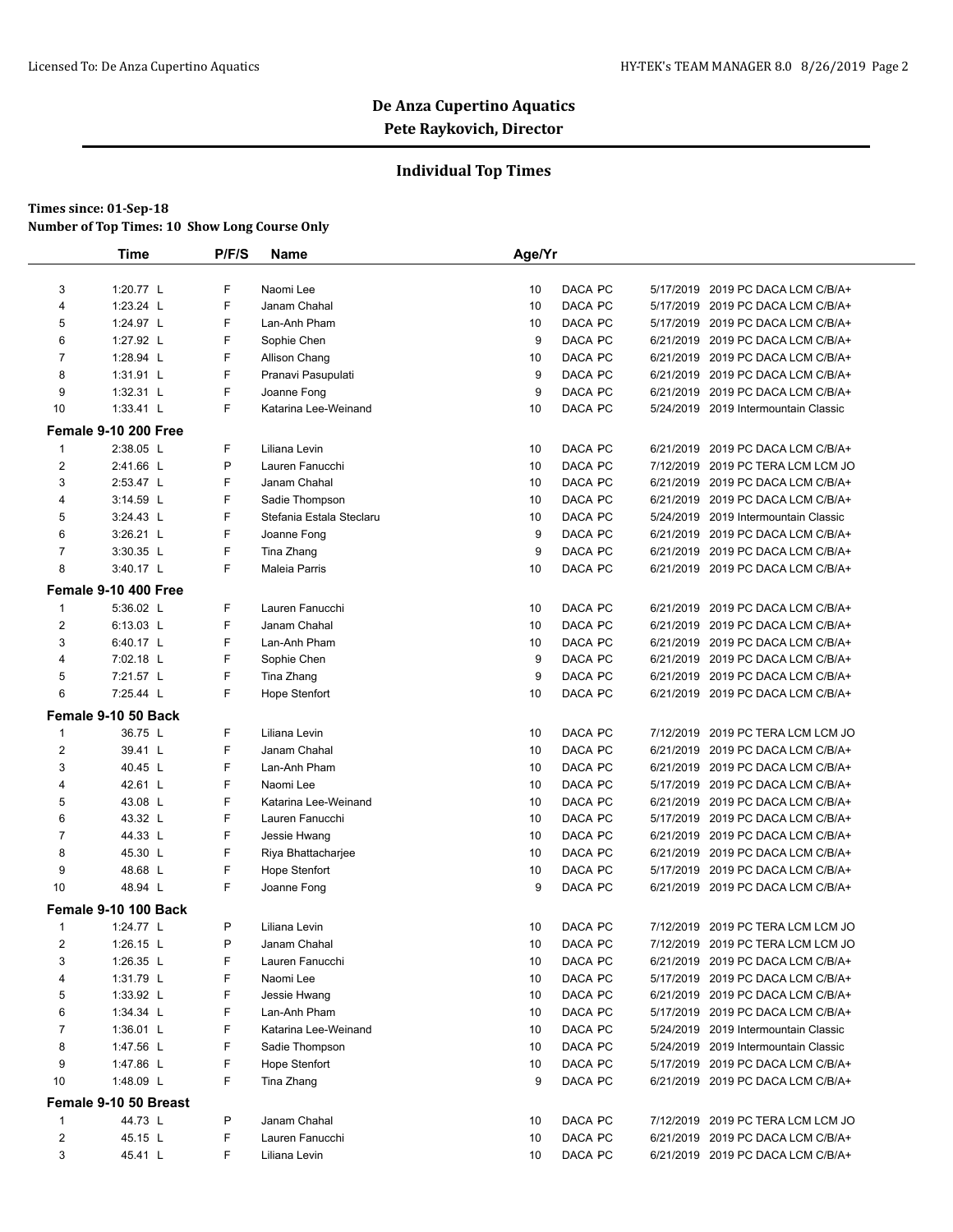**De Anza Cupertino Aquatics**
**Pete Raykovich, Director**

## Individual Top Times

**Times since: 01-Sep-18**
**Number of Top Times: 10 Show Long Course Only**

| | Time | P/F/S | Name | Age/Yr | | | |
|---|---|---|---|---|---|---|---|
| 3 | 1:20.77 L | F | Naomi Lee | 10 | DACA PC | 5/17/2019 | 2019 PC DACA LCM C/B/A+ |
| 4 | 1:23.24 L | F | Janam Chahal | 10 | DACA PC | 5/17/2019 | 2019 PC DACA LCM C/B/A+ |
| 5 | 1:24.97 L | F | Lan-Anh Pham | 10 | DACA PC | 5/17/2019 | 2019 PC DACA LCM C/B/A+ |
| 6 | 1:27.92 L | F | Sophie Chen | 9 | DACA PC | 6/21/2019 | 2019 PC DACA LCM C/B/A+ |
| 7 | 1:28.94 L | F | Allison Chang | 10 | DACA PC | 6/21/2019 | 2019 PC DACA LCM C/B/A+ |
| 8 | 1:31.91 L | F | Pranavi Pasupulati | 9 | DACA PC | 6/21/2019 | 2019 PC DACA LCM C/B/A+ |
| 9 | 1:32.31 L | F | Joanne Fong | 9 | DACA PC | 6/21/2019 | 2019 PC DACA LCM C/B/A+ |
| 10 | 1:33.41 L | F | Katarina Lee-Weinand | 10 | DACA PC | 5/24/2019 | 2019 Intermountain Classic |
| **Female 9-10 200 Free** | | | | | | | |
| 1 | 2:38.05 L | F | Liliana Levin | 10 | DACA PC | 6/21/2019 | 2019 PC DACA LCM C/B/A+ |
| 2 | 2:41.66 L | P | Lauren Fanucchi | 10 | DACA PC | 7/12/2019 | 2019 PC TERA LCM LCM JO |
| 3 | 2:53.47 L | F | Janam Chahal | 10 | DACA PC | 6/21/2019 | 2019 PC DACA LCM C/B/A+ |
| 4 | 3:14.59 L | F | Sadie Thompson | 10 | DACA PC | 6/21/2019 | 2019 PC DACA LCM C/B/A+ |
| 5 | 3:24.43 L | F | Stefania Estala Steclaru | 10 | DACA PC | 5/24/2019 | 2019 Intermountain Classic |
| 6 | 3:26.21 L | F | Joanne Fong | 9 | DACA PC | 6/21/2019 | 2019 PC DACA LCM C/B/A+ |
| 7 | 3:30.35 L | F | Tina Zhang | 9 | DACA PC | 6/21/2019 | 2019 PC DACA LCM C/B/A+ |
| 8 | 3:40.17 L | F | Maleia Parris | 10 | DACA PC | 6/21/2019 | 2019 PC DACA LCM C/B/A+ |
| **Female 9-10 400 Free** | | | | | | | |
| 1 | 5:36.02 L | F | Lauren Fanucchi | 10 | DACA PC | 6/21/2019 | 2019 PC DACA LCM C/B/A+ |
| 2 | 6:13.03 L | F | Janam Chahal | 10 | DACA PC | 6/21/2019 | 2019 PC DACA LCM C/B/A+ |
| 3 | 6:40.17 L | F | Lan-Anh Pham | 10 | DACA PC | 6/21/2019 | 2019 PC DACA LCM C/B/A+ |
| 4 | 7:02.18 L | F | Sophie Chen | 9 | DACA PC | 6/21/2019 | 2019 PC DACA LCM C/B/A+ |
| 5 | 7:21.57 L | F | Tina Zhang | 9 | DACA PC | 6/21/2019 | 2019 PC DACA LCM C/B/A+ |
| 6 | 7:25.44 L | F | Hope Stenfort | 10 | DACA PC | 6/21/2019 | 2019 PC DACA LCM C/B/A+ |
| **Female 9-10 50 Back** | | | | | | | |
| 1 | 36.75 L | F | Liliana Levin | 10 | DACA PC | 7/12/2019 | 2019 PC TERA LCM LCM JO |
| 2 | 39.41 L | F | Janam Chahal | 10 | DACA PC | 6/21/2019 | 2019 PC DACA LCM C/B/A+ |
| 3 | 40.45 L | F | Lan-Anh Pham | 10 | DACA PC | 6/21/2019 | 2019 PC DACA LCM C/B/A+ |
| 4 | 42.61 L | F | Naomi Lee | 10 | DACA PC | 5/17/2019 | 2019 PC DACA LCM C/B/A+ |
| 5 | 43.08 L | F | Katarina Lee-Weinand | 10 | DACA PC | 6/21/2019 | 2019 PC DACA LCM C/B/A+ |
| 6 | 43.32 L | F | Lauren Fanucchi | 10 | DACA PC | 5/17/2019 | 2019 PC DACA LCM C/B/A+ |
| 7 | 44.33 L | F | Jessie Hwang | 10 | DACA PC | 6/21/2019 | 2019 PC DACA LCM C/B/A+ |
| 8 | 45.30 L | F | Riya Bhattacharjee | 10 | DACA PC | 6/21/2019 | 2019 PC DACA LCM C/B/A+ |
| 9 | 48.68 L | F | Hope Stenfort | 10 | DACA PC | 5/17/2019 | 2019 PC DACA LCM C/B/A+ |
| 10 | 48.94 L | F | Joanne Fong | 9 | DACA PC | 6/21/2019 | 2019 PC DACA LCM C/B/A+ |
| **Female 9-10 100 Back** | | | | | | | |
| 1 | 1:24.77 L | P | Liliana Levin | 10 | DACA PC | 7/12/2019 | 2019 PC TERA LCM LCM JO |
| 2 | 1:26.15 L | P | Janam Chahal | 10 | DACA PC | 7/12/2019 | 2019 PC TERA LCM LCM JO |
| 3 | 1:26.35 L | F | Lauren Fanucchi | 10 | DACA PC | 6/21/2019 | 2019 PC DACA LCM C/B/A+ |
| 4 | 1:31.79 L | F | Naomi Lee | 10 | DACA PC | 5/17/2019 | 2019 PC DACA LCM C/B/A+ |
| 5 | 1:33.92 L | F | Jessie Hwang | 10 | DACA PC | 6/21/2019 | 2019 PC DACA LCM C/B/A+ |
| 6 | 1:34.34 L | F | Lan-Anh Pham | 10 | DACA PC | 5/17/2019 | 2019 PC DACA LCM C/B/A+ |
| 7 | 1:36.01 L | F | Katarina Lee-Weinand | 10 | DACA PC | 5/24/2019 | 2019 Intermountain Classic |
| 8 | 1:47.56 L | F | Sadie Thompson | 10 | DACA PC | 5/24/2019 | 2019 Intermountain Classic |
| 9 | 1:47.86 L | F | Hope Stenfort | 10 | DACA PC | 5/17/2019 | 2019 PC DACA LCM C/B/A+ |
| 10 | 1:48.09 L | F | Tina Zhang | 9 | DACA PC | 6/21/2019 | 2019 PC DACA LCM C/B/A+ |
| **Female 9-10 50 Breast** | | | | | | | |
| 1 | 44.73 L | P | Janam Chahal | 10 | DACA PC | 7/12/2019 | 2019 PC TERA LCM LCM JO |
| 2 | 45.15 L | F | Lauren Fanucchi | 10 | DACA PC | 6/21/2019 | 2019 PC DACA LCM C/B/A+ |
| 3 | 45.41 L | F | Liliana Levin | 10 | DACA PC | 6/21/2019 | 2019 PC DACA LCM C/B/A+ |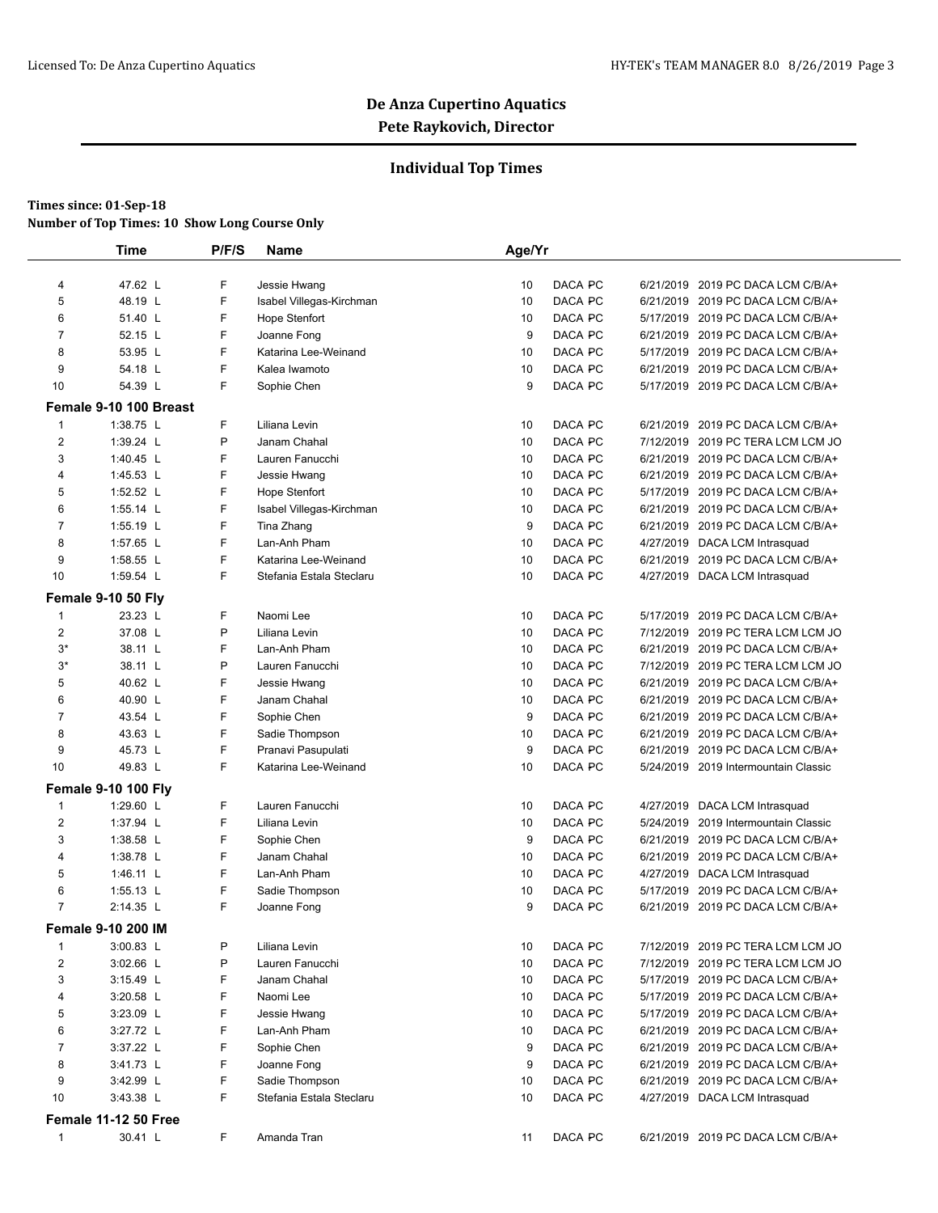**De Anza Cupertino Aquatics**
**Pete Raykovich, Director**

## Individual Top Times

**Times since: 01-Sep-18**
**Number of Top Times: 10 Show Long Course Only**

| | Time | P/F/S | Name | Age/Yr | | | | |
|---|---|---|---|---|---|---|---|---|
| 4 | 47.62 L | F | Jessie Hwang | 10 | DACA | PC | 6/21/2019 | 2019 PC DACA LCM C/B/A+ |
| 5 | 48.19 L | F | Isabel Villegas-Kirchman | 10 | DACA | PC | 6/21/2019 | 2019 PC DACA LCM C/B/A+ |
| 6 | 51.40 L | F | Hope Stenfort | 10 | DACA | PC | 5/17/2019 | 2019 PC DACA LCM C/B/A+ |
| 7 | 52.15 L | F | Joanne Fong | 9 | DACA | PC | 6/21/2019 | 2019 PC DACA LCM C/B/A+ |
| 8 | 53.95 L | F | Katarina Lee-Weinand | 10 | DACA | PC | 5/17/2019 | 2019 PC DACA LCM C/B/A+ |
| 9 | 54.18 L | F | Kalea Iwamoto | 10 | DACA | PC | 6/21/2019 | 2019 PC DACA LCM C/B/A+ |
| 10 | 54.39 L | F | Sophie Chen | 9 | DACA | PC | 5/17/2019 | 2019 PC DACA LCM C/B/A+ |
| **Female 9-10 100 Breast** | | | | | | | | |
| 1 | 1:38.75 L | F | Liliana Levin | 10 | DACA | PC | 6/21/2019 | 2019 PC DACA LCM C/B/A+ |
| 2 | 1:39.24 L | P | Janam Chahal | 10 | DACA | PC | 7/12/2019 | 2019 PC TERA LCM LCM JO |
| 3 | 1:40.45 L | F | Lauren Fanucchi | 10 | DACA | PC | 6/21/2019 | 2019 PC DACA LCM C/B/A+ |
| 4 | 1:45.53 L | F | Jessie Hwang | 10 | DACA | PC | 6/21/2019 | 2019 PC DACA LCM C/B/A+ |
| 5 | 1:52.52 L | F | Hope Stenfort | 10 | DACA | PC | 5/17/2019 | 2019 PC DACA LCM C/B/A+ |
| 6 | 1:55.14 L | F | Isabel Villegas-Kirchman | 10 | DACA | PC | 6/21/2019 | 2019 PC DACA LCM C/B/A+ |
| 7 | 1:55.19 L | F | Tina Zhang | 9 | DACA | PC | 6/21/2019 | 2019 PC DACA LCM C/B/A+ |
| 8 | 1:57.65 L | F | Lan-Anh Pham | 10 | DACA | PC | 4/27/2019 | DACA LCM Intrasquad |
| 9 | 1:58.55 L | F | Katarina Lee-Weinand | 10 | DACA | PC | 6/21/2019 | 2019 PC DACA LCM C/B/A+ |
| 10 | 1:59.54 L | F | Stefania Estala Steclaru | 10 | DACA | PC | 4/27/2019 | DACA LCM Intrasquad |
| **Female 9-10 50 Fly** | | | | | | | | |
| 1 | 23.23 L | F | Naomi Lee | 10 | DACA | PC | 5/17/2019 | 2019 PC DACA LCM C/B/A+ |
| 2 | 37.08 L | P | Liliana Levin | 10 | DACA | PC | 7/12/2019 | 2019 PC TERA LCM LCM JO |
| 3* | 38.11 L | F | Lan-Anh Pham | 10 | DACA | PC | 6/21/2019 | 2019 PC DACA LCM C/B/A+ |
| 3* | 38.11 L | P | Lauren Fanucchi | 10 | DACA | PC | 7/12/2019 | 2019 PC TERA LCM LCM JO |
| 5 | 40.62 L | F | Jessie Hwang | 10 | DACA | PC | 6/21/2019 | 2019 PC DACA LCM C/B/A+ |
| 6 | 40.90 L | F | Janam Chahal | 10 | DACA | PC | 6/21/2019 | 2019 PC DACA LCM C/B/A+ |
| 7 | 43.54 L | F | Sophie Chen | 9 | DACA | PC | 6/21/2019 | 2019 PC DACA LCM C/B/A+ |
| 8 | 43.63 L | F | Sadie Thompson | 10 | DACA | PC | 6/21/2019 | 2019 PC DACA LCM C/B/A+ |
| 9 | 45.73 L | F | Pranavi Pasupulati | 9 | DACA | PC | 6/21/2019 | 2019 PC DACA LCM C/B/A+ |
| 10 | 49.83 L | F | Katarina Lee-Weinand | 10 | DACA | PC | 5/24/2019 | 2019 Intermountain Classic |
| **Female 9-10 100 Fly** | | | | | | | | |
| 1 | 1:29.60 L | F | Lauren Fanucchi | 10 | DACA | PC | 4/27/2019 | DACA LCM Intrasquad |
| 2 | 1:37.94 L | F | Liliana Levin | 10 | DACA | PC | 5/24/2019 | 2019 Intermountain Classic |
| 3 | 1:38.58 L | F | Sophie Chen | 9 | DACA | PC | 6/21/2019 | 2019 PC DACA LCM C/B/A+ |
| 4 | 1:38.78 L | F | Janam Chahal | 10 | DACA | PC | 6/21/2019 | 2019 PC DACA LCM C/B/A+ |
| 5 | 1:46.11 L | F | Lan-Anh Pham | 10 | DACA | PC | 4/27/2019 | DACA LCM Intrasquad |
| 6 | 1:55.13 L | F | Sadie Thompson | 10 | DACA | PC | 5/17/2019 | 2019 PC DACA LCM C/B/A+ |
| 7 | 2:14.35 L | F | Joanne Fong | 9 | DACA | PC | 6/21/2019 | 2019 PC DACA LCM C/B/A+ |
| **Female 9-10 200 IM** | | | | | | | | |
| 1 | 3:00.83 L | P | Liliana Levin | 10 | DACA | PC | 7/12/2019 | 2019 PC TERA LCM LCM JO |
| 2 | 3:02.66 L | P | Lauren Fanucchi | 10 | DACA | PC | 7/12/2019 | 2019 PC TERA LCM LCM JO |
| 3 | 3:15.49 L | F | Janam Chahal | 10 | DACA | PC | 5/17/2019 | 2019 PC DACA LCM C/B/A+ |
| 4 | 3:20.58 L | F | Naomi Lee | 10 | DACA | PC | 5/17/2019 | 2019 PC DACA LCM C/B/A+ |
| 5 | 3:23.09 L | F | Jessie Hwang | 10 | DACA | PC | 5/17/2019 | 2019 PC DACA LCM C/B/A+ |
| 6 | 3:27.72 L | F | Lan-Anh Pham | 10 | DACA | PC | 6/21/2019 | 2019 PC DACA LCM C/B/A+ |
| 7 | 3:37.22 L | F | Sophie Chen | 9 | DACA | PC | 6/21/2019 | 2019 PC DACA LCM C/B/A+ |
| 8 | 3:41.73 L | F | Joanne Fong | 9 | DACA | PC | 6/21/2019 | 2019 PC DACA LCM C/B/A+ |
| 9 | 3:42.99 L | F | Sadie Thompson | 10 | DACA | PC | 6/21/2019 | 2019 PC DACA LCM C/B/A+ |
| 10 | 3:43.38 L | F | Stefania Estala Steclaru | 10 | DACA | PC | 4/27/2019 | DACA LCM Intrasquad |
| **Female 11-12 50 Free** | | | | | | | | |
| 1 | 30.41 L | F | Amanda Tran | 11 | DACA | PC | 6/21/2019 | 2019 PC DACA LCM C/B/A+ |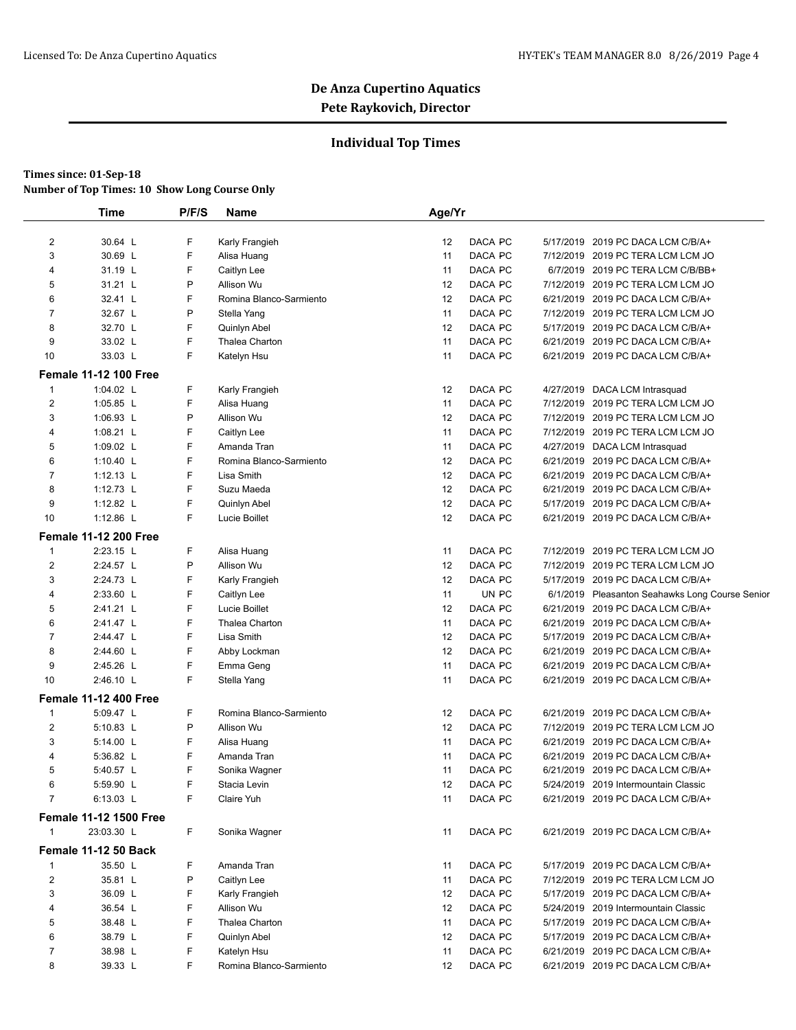# De Anza Cupertino Aquatics

## Pete Raykovich, Director

### Individual Top Times

**Times since: 01-Sep-18**

**Number of Top Times: 10 Show Long Course Only**

| | Time | P/F/S | Name | Age/Yr | | | | |
|---|---|---|---|---|---|---|---|---|
| 2 | 30.64 L | F | Karly Frangieh | 12 | DACA | PC | 5/17/2019 | 2019 PC DACA LCM C/B/A+ |
| 3 | 30.69 L | F | Alisa Huang | 11 | DACA | PC | 7/12/2019 | 2019 PC TERA LCM LCM JO |
| 4 | 31.19 L | F | Caitlyn Lee | 11 | DACA | PC | 6/7/2019 | 2019 PC TERA LCM C/B/BB+ |
| 5 | 31.21 L | P | Allison Wu | 12 | DACA | PC | 7/12/2019 | 2019 PC TERA LCM LCM JO |
| 6 | 32.41 L | F | Romina Blanco-Sarmiento | 12 | DACA | PC | 6/21/2019 | 2019 PC DACA LCM C/B/A+ |
| 7 | 32.67 L | P | Stella Yang | 11 | DACA | PC | 7/12/2019 | 2019 PC TERA LCM LCM JO |
| 8 | 32.70 L | F | Quinlyn Abel | 12 | DACA | PC | 5/17/2019 | 2019 PC DACA LCM C/B/A+ |
| 9 | 33.02 L | F | Thalea Charton | 11 | DACA | PC | 6/21/2019 | 2019 PC DACA LCM C/B/A+ |
| 10 | 33.03 L | F | Katelyn Hsu | 11 | DACA | PC | 6/21/2019 | 2019 PC DACA LCM C/B/A+ |
| **Female 11-12 100 Free** | | | | | | | | |
| 1 | 1:04.02 L | F | Karly Frangieh | 12 | DACA | PC | 4/27/2019 | DACA LCM Intrasquad |
| 2 | 1:05.85 L | F | Alisa Huang | 11 | DACA | PC | 7/12/2019 | 2019 PC TERA LCM LCM JO |
| 3 | 1:06.93 L | P | Allison Wu | 12 | DACA | PC | 7/12/2019 | 2019 PC TERA LCM LCM JO |
| 4 | 1:08.21 L | F | Caitlyn Lee | 11 | DACA | PC | 7/12/2019 | 2019 PC TERA LCM LCM JO |
| 5 | 1:09.02 L | F | Amanda Tran | 11 | DACA | PC | 4/27/2019 | DACA LCM Intrasquad |
| 6 | 1:10.40 L | F | Romina Blanco-Sarmiento | 12 | DACA | PC | 6/21/2019 | 2019 PC DACA LCM C/B/A+ |
| 7 | 1:12.13 L | F | Lisa Smith | 12 | DACA | PC | 6/21/2019 | 2019 PC DACA LCM C/B/A+ |
| 8 | 1:12.73 L | F | Suzu Maeda | 12 | DACA | PC | 6/21/2019 | 2019 PC DACA LCM C/B/A+ |
| 9 | 1:12.82 L | F | Quinlyn Abel | 12 | DACA | PC | 5/17/2019 | 2019 PC DACA LCM C/B/A+ |
| 10 | 1:12.86 L | F | Lucie Boillet | 12 | DACA | PC | 6/21/2019 | 2019 PC DACA LCM C/B/A+ |
| **Female 11-12 200 Free** | | | | | | | | |
| 1 | 2:23.15 L | F | Alisa Huang | 11 | DACA | PC | 7/12/2019 | 2019 PC TERA LCM LCM JO |
| 2 | 2:24.57 L | P | Allison Wu | 12 | DACA | PC | 7/12/2019 | 2019 PC TERA LCM LCM JO |
| 3 | 2:24.73 L | F | Karly Frangieh | 12 | DACA | PC | 5/17/2019 | 2019 PC DACA LCM C/B/A+ |
| 4 | 2:33.60 L | F | Caitlyn Lee | 11 | UN | PC | 6/1/2019 | Pleasanton Seahawks Long Course Senior |
| 5 | 2:41.21 L | F | Lucie Boillet | 12 | DACA | PC | 6/21/2019 | 2019 PC DACA LCM C/B/A+ |
| 6 | 2:41.47 L | F | Thalea Charton | 11 | DACA | PC | 6/21/2019 | 2019 PC DACA LCM C/B/A+ |
| 7 | 2:44.47 L | F | Lisa Smith | 12 | DACA | PC | 5/17/2019 | 2019 PC DACA LCM C/B/A+ |
| 8 | 2:44.60 L | F | Abby Lockman | 12 | DACA | PC | 6/21/2019 | 2019 PC DACA LCM C/B/A+ |
| 9 | 2:45.26 L | F | Emma Geng | 11 | DACA | PC | 6/21/2019 | 2019 PC DACA LCM C/B/A+ |
| 10 | 2:46.10 L | F | Stella Yang | 11 | DACA | PC | 6/21/2019 | 2019 PC DACA LCM C/B/A+ |
| **Female 11-12 400 Free** | | | | | | | | |
| 1 | 5:09.47 L | F | Romina Blanco-Sarmiento | 12 | DACA | PC | 6/21/2019 | 2019 PC DACA LCM C/B/A+ |
| 2 | 5:10.83 L | P | Allison Wu | 12 | DACA | PC | 7/12/2019 | 2019 PC TERA LCM LCM JO |
| 3 | 5:14.00 L | F | Alisa Huang | 11 | DACA | PC | 6/21/2019 | 2019 PC DACA LCM C/B/A+ |
| 4 | 5:36.82 L | F | Amanda Tran | 11 | DACA | PC | 6/21/2019 | 2019 PC DACA LCM C/B/A+ |
| 5 | 5:40.57 L | F | Sonika Wagner | 11 | DACA | PC | 6/21/2019 | 2019 PC DACA LCM C/B/A+ |
| 6 | 5:59.90 L | F | Stacia Levin | 12 | DACA | PC | 5/24/2019 | 2019 Intermountain Classic |
| 7 | 6:13.03 L | F | Claire Yuh | 11 | DACA | PC | 6/21/2019 | 2019 PC DACA LCM C/B/A+ |
| **Female 11-12 1500 Free** | | | | | | | | |
| 1 | 23:03.30 L | F | Sonika Wagner | 11 | DACA | PC | 6/21/2019 | 2019 PC DACA LCM C/B/A+ |
| **Female 11-12 50 Back** | | | | | | | | |
| 1 | 35.50 L | F | Amanda Tran | 11 | DACA | PC | 5/17/2019 | 2019 PC DACA LCM C/B/A+ |
| 2 | 35.81 L | P | Caitlyn Lee | 11 | DACA | PC | 7/12/2019 | 2019 PC TERA LCM LCM JO |
| 3 | 36.09 L | F | Karly Frangieh | 12 | DACA | PC | 5/17/2019 | 2019 PC DACA LCM C/B/A+ |
| 4 | 36.54 L | F | Allison Wu | 12 | DACA | PC | 5/24/2019 | 2019 Intermountain Classic |
| 5 | 38.48 L | F | Thalea Charton | 11 | DACA | PC | 5/17/2019 | 2019 PC DACA LCM C/B/A+ |
| 6 | 38.79 L | F | Quinlyn Abel | 12 | DACA | PC | 5/17/2019 | 2019 PC DACA LCM C/B/A+ |
| 7 | 38.98 L | F | Katelyn Hsu | 11 | DACA | PC | 6/21/2019 | 2019 PC DACA LCM C/B/A+ |
| 8 | 39.33 L | F | Romina Blanco-Sarmiento | 12 | DACA | PC | 6/21/2019 | 2019 PC DACA LCM C/B/A+ |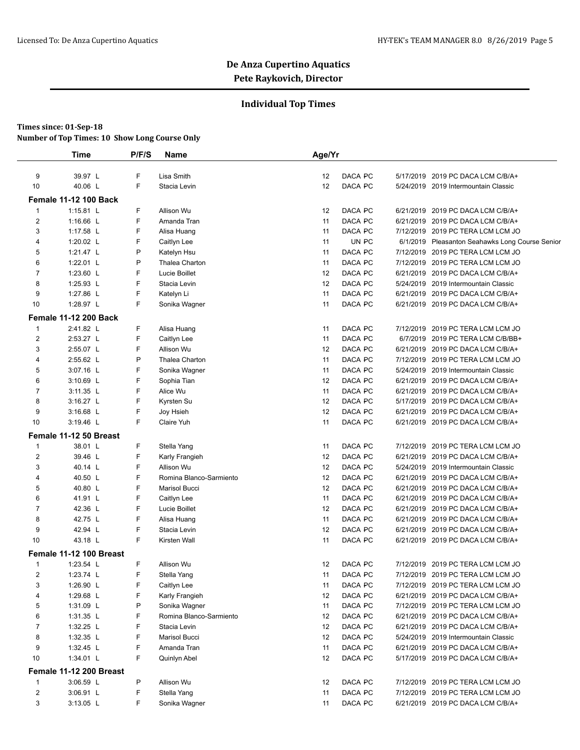# De Anza Cupertino Aquatics

## Pete Raykovich, Director

### Individual Top Times

**Times since: 01-Sep-18**

**Number of Top Times: 10 Show Long Course Only**

| | Time | P/F/S | Name | Age/Yr | | | |
|---|---|---|---|---|---|---|---|
| 9 | 39.97 L | F | Lisa Smith | 12 | DACA PC | 5/17/2019 | 2019 PC DACA LCM C/B/A+ |
| 10 | 40.06 L | F | Stacia Levin | 12 | DACA PC | 5/24/2019 | 2019 Intermountain Classic |
| **Female 11-12 100 Back** | | | | | | | |
| 1 | 1:15.81 L | F | Allison Wu | 12 | DACA PC | 6/21/2019 | 2019 PC DACA LCM C/B/A+ |
| 2 | 1:16.66 L | F | Amanda Tran | 11 | DACA PC | 6/21/2019 | 2019 PC DACA LCM C/B/A+ |
| 3 | 1:17.58 L | F | Alisa Huang | 11 | DACA PC | 7/12/2019 | 2019 PC TERA LCM LCM JO |
| 4 | 1:20.02 L | F | Caitlyn Lee | 11 | UN PC | 6/1/2019 | Pleasanton Seahawks Long Course Senior |
| 5 | 1:21.47 L | P | Katelyn Hsu | 11 | DACA PC | 7/12/2019 | 2019 PC TERA LCM LCM JO |
| 6 | 1:22.01 L | P | Thalea Charton | 11 | DACA PC | 7/12/2019 | 2019 PC TERA LCM LCM JO |
| 7 | 1:23.60 L | F | Lucie Boillet | 12 | DACA PC | 6/21/2019 | 2019 PC DACA LCM C/B/A+ |
| 8 | 1:25.93 L | F | Stacia Levin | 12 | DACA PC | 5/24/2019 | 2019 Intermountain Classic |
| 9 | 1:27.86 L | F | Katelyn Li | 11 | DACA PC | 6/21/2019 | 2019 PC DACA LCM C/B/A+ |
| 10 | 1:28.97 L | F | Sonika Wagner | 11 | DACA PC | 6/21/2019 | 2019 PC DACA LCM C/B/A+ |
| **Female 11-12 200 Back** | | | | | | | |
| 1 | 2:41.82 L | F | Alisa Huang | 11 | DACA PC | 7/12/2019 | 2019 PC TERA LCM LCM JO |
| 2 | 2:53.27 L | F | Caitlyn Lee | 11 | DACA PC | 6/7/2019 | 2019 PC TERA LCM C/B/BB+ |
| 3 | 2:55.07 L | F | Allison Wu | 12 | DACA PC | 6/21/2019 | 2019 PC DACA LCM C/B/A+ |
| 4 | 2:55.62 L | P | Thalea Charton | 11 | DACA PC | 7/12/2019 | 2019 PC TERA LCM LCM JO |
| 5 | 3:07.16 L | F | Sonika Wagner | 11 | DACA PC | 5/24/2019 | 2019 Intermountain Classic |
| 6 | 3:10.69 L | F | Sophia Tian | 12 | DACA PC | 6/21/2019 | 2019 PC DACA LCM C/B/A+ |
| 7 | 3:11.35 L | F | Alice Wu | 11 | DACA PC | 6/21/2019 | 2019 PC DACA LCM C/B/A+ |
| 8 | 3:16.27 L | F | Kyrsten Su | 12 | DACA PC | 5/17/2019 | 2019 PC DACA LCM C/B/A+ |
| 9 | 3:16.68 L | F | Joy Hsieh | 12 | DACA PC | 6/21/2019 | 2019 PC DACA LCM C/B/A+ |
| 10 | 3:19.46 L | F | Claire Yuh | 11 | DACA PC | 6/21/2019 | 2019 PC DACA LCM C/B/A+ |
| **Female 11-12 50 Breast** | | | | | | | |
| 1 | 38.01 L | F | Stella Yang | 11 | DACA PC | 7/12/2019 | 2019 PC TERA LCM LCM JO |
| 2 | 39.46 L | F | Karly Frangieh | 12 | DACA PC | 6/21/2019 | 2019 PC DACA LCM C/B/A+ |
| 3 | 40.14 L | F | Allison Wu | 12 | DACA PC | 5/24/2019 | 2019 Intermountain Classic |
| 4 | 40.50 L | F | Romina Blanco-Sarmiento | 12 | DACA PC | 6/21/2019 | 2019 PC DACA LCM C/B/A+ |
| 5 | 40.80 L | F | Marisol Bucci | 12 | DACA PC | 6/21/2019 | 2019 PC DACA LCM C/B/A+ |
| 6 | 41.91 L | F | Caitlyn Lee | 11 | DACA PC | 6/21/2019 | 2019 PC DACA LCM C/B/A+ |
| 7 | 42.36 L | F | Lucie Boillet | 12 | DACA PC | 6/21/2019 | 2019 PC DACA LCM C/B/A+ |
| 8 | 42.75 L | F | Alisa Huang | 11 | DACA PC | 6/21/2019 | 2019 PC DACA LCM C/B/A+ |
| 9 | 42.94 L | F | Stacia Levin | 12 | DACA PC | 6/21/2019 | 2019 PC DACA LCM C/B/A+ |
| 10 | 43.18 L | F | Kirsten Wall | 11 | DACA PC | 6/21/2019 | 2019 PC DACA LCM C/B/A+ |
| **Female 11-12 100 Breast** | | | | | | | |
| 1 | 1:23.54 L | F | Allison Wu | 12 | DACA PC | 7/12/2019 | 2019 PC TERA LCM LCM JO |
| 2 | 1:23.74 L | F | Stella Yang | 11 | DACA PC | 7/12/2019 | 2019 PC TERA LCM LCM JO |
| 3 | 1:26.90 L | F | Caitlyn Lee | 11 | DACA PC | 7/12/2019 | 2019 PC TERA LCM LCM JO |
| 4 | 1:29.68 L | F | Karly Frangieh | 12 | DACA PC | 6/21/2019 | 2019 PC DACA LCM C/B/A+ |
| 5 | 1:31.09 L | P | Sonika Wagner | 11 | DACA PC | 7/12/2019 | 2019 PC TERA LCM LCM JO |
| 6 | 1:31.35 L | F | Romina Blanco-Sarmiento | 12 | DACA PC | 6/21/2019 | 2019 PC DACA LCM C/B/A+ |
| 7 | 1:32.25 L | F | Stacia Levin | 12 | DACA PC | 6/21/2019 | 2019 PC DACA LCM C/B/A+ |
| 8 | 1:32.35 L | F | Marisol Bucci | 12 | DACA PC | 5/24/2019 | 2019 Intermountain Classic |
| 9 | 1:32.45 L | F | Amanda Tran | 11 | DACA PC | 6/21/2019 | 2019 PC DACA LCM C/B/A+ |
| 10 | 1:34.01 L | F | Quinlyn Abel | 12 | DACA PC | 5/17/2019 | 2019 PC DACA LCM C/B/A+ |
| **Female 11-12 200 Breast** | | | | | | | |
| 1 | 3:06.59 L | P | Allison Wu | 12 | DACA PC | 7/12/2019 | 2019 PC TERA LCM LCM JO |
| 2 | 3:06.91 L | F | Stella Yang | 11 | DACA PC | 7/12/2019 | 2019 PC TERA LCM LCM JO |
| 3 | 3:13.05 L | F | Sonika Wagner | 11 | DACA PC | 6/21/2019 | 2019 PC DACA LCM C/B/A+ |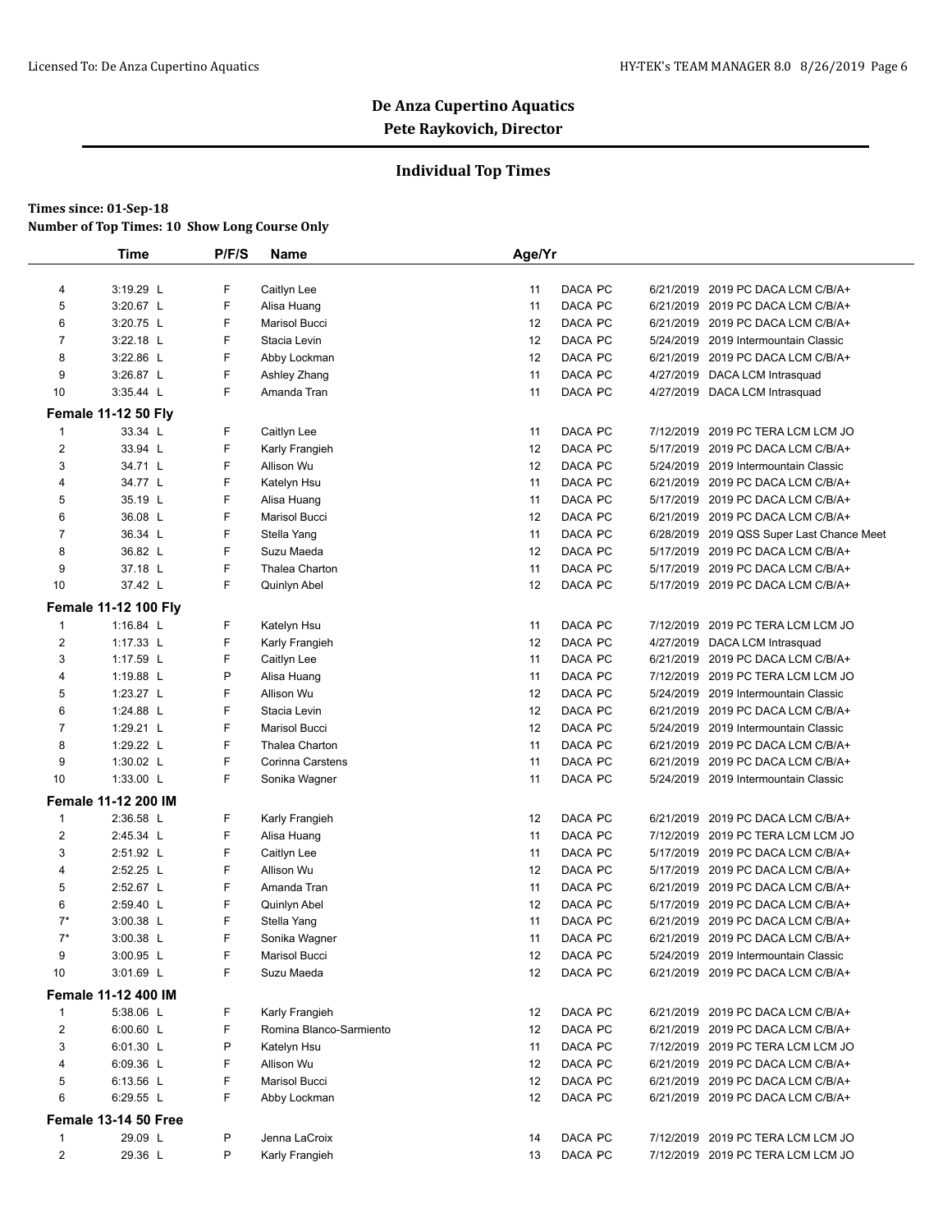# De Anza Cupertino Aquatics

## Pete Raykovich, Director

### Individual Top Times

**Times since: 01-Sep-18**

**Number of Top Times: 10 Show Long Course Only**

| | Time | P/F/S | Name | Age/Yr | | | |
|---|---|---|---|---|---|---|---|
| 4 | 3:19.29 L | F | Caitlyn Lee | 11 | DACA PC | 6/21/2019 | 2019 PC DACA LCM C/B/A+ |
| 5 | 3:20.67 L | F | Alisa Huang | 11 | DACA PC | 6/21/2019 | 2019 PC DACA LCM C/B/A+ |
| 6 | 3:20.75 L | F | Marisol Bucci | 12 | DACA PC | 6/21/2019 | 2019 PC DACA LCM C/B/A+ |
| 7 | 3:22.18 L | F | Stacia Levin | 12 | DACA PC | 5/24/2019 | 2019 Intermountain Classic |
| 8 | 3:22.86 L | F | Abby Lockman | 12 | DACA PC | 6/21/2019 | 2019 PC DACA LCM C/B/A+ |
| 9 | 3:26.87 L | F | Ashley Zhang | 11 | DACA PC | 4/27/2019 | DACA LCM Intrasquad |
| 10 | 3:35.44 L | F | Amanda Tran | 11 | DACA PC | 4/27/2019 | DACA LCM Intrasquad |
| **Female 11-12 50 Fly** | | | | | | | |
| 1 | 33.34 L | F | Caitlyn Lee | 11 | DACA PC | 7/12/2019 | 2019 PC TERA LCM LCM JO |
| 2 | 33.94 L | F | Karly Frangieh | 12 | DACA PC | 5/17/2019 | 2019 PC DACA LCM C/B/A+ |
| 3 | 34.71 L | F | Allison Wu | 12 | DACA PC | 5/24/2019 | 2019 Intermountain Classic |
| 4 | 34.77 L | F | Katelyn Hsu | 11 | DACA PC | 6/21/2019 | 2019 PC DACA LCM C/B/A+ |
| 5 | 35.19 L | F | Alisa Huang | 11 | DACA PC | 5/17/2019 | 2019 PC DACA LCM C/B/A+ |
| 6 | 36.08 L | F | Marisol Bucci | 12 | DACA PC | 6/21/2019 | 2019 PC DACA LCM C/B/A+ |
| 7 | 36.34 L | F | Stella Yang | 11 | DACA PC | 6/28/2019 | 2019 QSS Super Last Chance Meet |
| 8 | 36.82 L | F | Suzu Maeda | 12 | DACA PC | 5/17/2019 | 2019 PC DACA LCM C/B/A+ |
| 9 | 37.18 L | F | Thalea Charton | 11 | DACA PC | 5/17/2019 | 2019 PC DACA LCM C/B/A+ |
| 10 | 37.42 L | F | Quinlyn Abel | 12 | DACA PC | 5/17/2019 | 2019 PC DACA LCM C/B/A+ |
| **Female 11-12 100 Fly** | | | | | | | |
| 1 | 1:16.84 L | F | Katelyn Hsu | 11 | DACA PC | 7/12/2019 | 2019 PC TERA LCM LCM JO |
| 2 | 1:17.33 L | F | Karly Frangieh | 12 | DACA PC | 4/27/2019 | DACA LCM Intrasquad |
| 3 | 1:17.59 L | F | Caitlyn Lee | 11 | DACA PC | 6/21/2019 | 2019 PC DACA LCM C/B/A+ |
| 4 | 1:19.88 L | P | Alisa Huang | 11 | DACA PC | 7/12/2019 | 2019 PC TERA LCM LCM JO |
| 5 | 1:23.27 L | F | Allison Wu | 12 | DACA PC | 5/24/2019 | 2019 Intermountain Classic |
| 6 | 1:24.88 L | F | Stacia Levin | 12 | DACA PC | 6/21/2019 | 2019 PC DACA LCM C/B/A+ |
| 7 | 1:29.21 L | F | Marisol Bucci | 12 | DACA PC | 5/24/2019 | 2019 Intermountain Classic |
| 8 | 1:29.22 L | F | Thalea Charton | 11 | DACA PC | 6/21/2019 | 2019 PC DACA LCM C/B/A+ |
| 9 | 1:30.02 L | F | Corinna Carstens | 11 | DACA PC | 6/21/2019 | 2019 PC DACA LCM C/B/A+ |
| 10 | 1:33.00 L | F | Sonika Wagner | 11 | DACA PC | 5/24/2019 | 2019 Intermountain Classic |
| **Female 11-12 200 IM** | | | | | | | |
| 1 | 2:36.58 L | F | Karly Frangieh | 12 | DACA PC | 6/21/2019 | 2019 PC DACA LCM C/B/A+ |
| 2 | 2:45.34 L | F | Alisa Huang | 11 | DACA PC | 7/12/2019 | 2019 PC TERA LCM LCM JO |
| 3 | 2:51.92 L | F | Caitlyn Lee | 11 | DACA PC | 5/17/2019 | 2019 PC DACA LCM C/B/A+ |
| 4 | 2:52.25 L | F | Allison Wu | 12 | DACA PC | 5/17/2019 | 2019 PC DACA LCM C/B/A+ |
| 5 | 2:52.67 L | F | Amanda Tran | 11 | DACA PC | 6/21/2019 | 2019 PC DACA LCM C/B/A+ |
| 6 | 2:59.40 L | F | Quinlyn Abel | 12 | DACA PC | 5/17/2019 | 2019 PC DACA LCM C/B/A+ |
| 7* | 3:00.38 L | F | Stella Yang | 11 | DACA PC | 6/21/2019 | 2019 PC DACA LCM C/B/A+ |
| 7* | 3:00.38 L | F | Sonika Wagner | 11 | DACA PC | 6/21/2019 | 2019 PC DACA LCM C/B/A+ |
| 9 | 3:00.95 L | F | Marisol Bucci | 12 | DACA PC | 5/24/2019 | 2019 Intermountain Classic |
| 10 | 3:01.69 L | F | Suzu Maeda | 12 | DACA PC | 6/21/2019 | 2019 PC DACA LCM C/B/A+ |
| **Female 11-12 400 IM** | | | | | | | |
| 1 | 5:38.06 L | F | Karly Frangieh | 12 | DACA PC | 6/21/2019 | 2019 PC DACA LCM C/B/A+ |
| 2 | 6:00.60 L | F | Romina Blanco-Sarmiento | 12 | DACA PC | 6/21/2019 | 2019 PC DACA LCM C/B/A+ |
| 3 | 6:01.30 L | P | Katelyn Hsu | 11 | DACA PC | 7/12/2019 | 2019 PC TERA LCM LCM JO |
| 4 | 6:09.36 L | F | Allison Wu | 12 | DACA PC | 6/21/2019 | 2019 PC DACA LCM C/B/A+ |
| 5 | 6:13.56 L | F | Marisol Bucci | 12 | DACA PC | 6/21/2019 | 2019 PC DACA LCM C/B/A+ |
| 6 | 6:29.55 L | F | Abby Lockman | 12 | DACA PC | 6/21/2019 | 2019 PC DACA LCM C/B/A+ |
| **Female 13-14 50 Free** | | | | | | | |
| 1 | 29.09 L | P | Jenna LaCroix | 14 | DACA PC | 7/12/2019 | 2019 PC TERA LCM LCM JO |
| 2 | 29.36 L | P | Karly Frangieh | 13 | DACA PC | 7/12/2019 | 2019 PC TERA LCM LCM JO |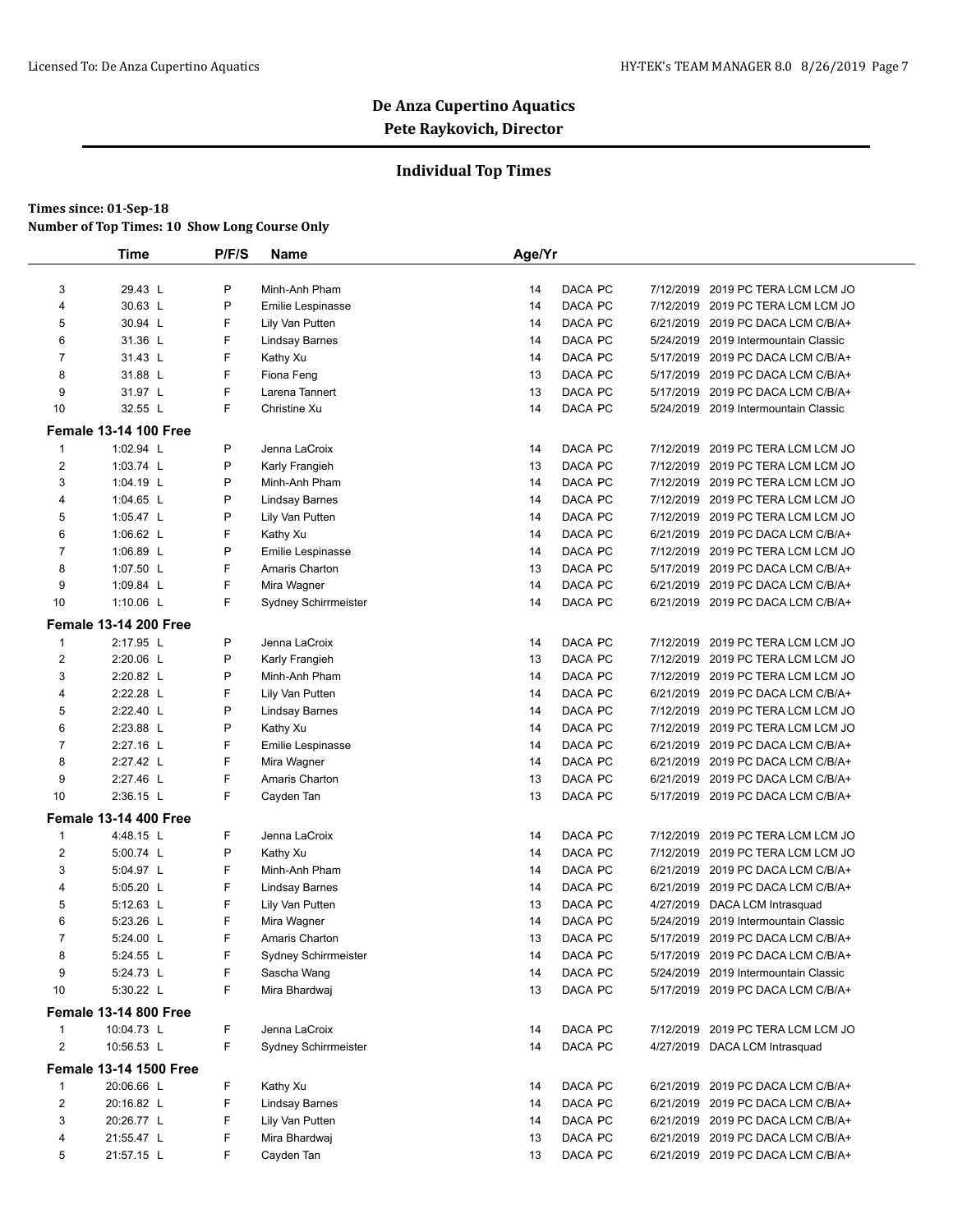# De Anza Cupertino Aquatics

## Pete Raykovich, Director

### Individual Top Times

**Times since: 01-Sep-18**

**Number of Top Times: 10 Show Long Course Only**

| | Time | P/F/S | Name | Age/Yr | | | |
|---|---|---|---|---|---|---|---|
| 3 | 29.43 L | P | Minh-Anh Pham | 14 | DACA PC | 7/12/2019 | 2019 PC TERA LCM LCM JO |
| 4 | 30.63 L | P | Emilie Lespinasse | 14 | DACA PC | 7/12/2019 | 2019 PC TERA LCM LCM JO |
| 5 | 30.94 L | F | Lily Van Putten | 14 | DACA PC | 6/21/2019 | 2019 PC DACA LCM C/B/A+ |
| 6 | 31.36 L | F | Lindsay Barnes | 14 | DACA PC | 5/24/2019 | 2019 Intermountain Classic |
| 7 | 31.43 L | F | Kathy Xu | 14 | DACA PC | 5/17/2019 | 2019 PC DACA LCM C/B/A+ |
| 8 | 31.88 L | F | Fiona Feng | 13 | DACA PC | 5/17/2019 | 2019 PC DACA LCM C/B/A+ |
| 9 | 31.97 L | F | Larena Tannert | 13 | DACA PC | 5/17/2019 | 2019 PC DACA LCM C/B/A+ |
| 10 | 32.55 L | F | Christine Xu | 14 | DACA PC | 5/24/2019 | 2019 Intermountain Classic |
| **Female 13-14 100 Free** | | | | | | | |
| 1 | 1:02.94 L | P | Jenna LaCroix | 14 | DACA PC | 7/12/2019 | 2019 PC TERA LCM LCM JO |
| 2 | 1:03.74 L | P | Karly Frangieh | 13 | DACA PC | 7/12/2019 | 2019 PC TERA LCM LCM JO |
| 3 | 1:04.19 L | P | Minh-Anh Pham | 14 | DACA PC | 7/12/2019 | 2019 PC TERA LCM LCM JO |
| 4 | 1:04.65 L | P | Lindsay Barnes | 14 | DACA PC | 7/12/2019 | 2019 PC TERA LCM LCM JO |
| 5 | 1:05.47 L | P | Lily Van Putten | 14 | DACA PC | 7/12/2019 | 2019 PC TERA LCM LCM JO |
| 6 | 1:06.62 L | F | Kathy Xu | 14 | DACA PC | 6/21/2019 | 2019 PC DACA LCM C/B/A+ |
| 7 | 1:06.89 L | P | Emilie Lespinasse | 14 | DACA PC | 7/12/2019 | 2019 PC TERA LCM LCM JO |
| 8 | 1:07.50 L | F | Amaris Charton | 13 | DACA PC | 5/17/2019 | 2019 PC DACA LCM C/B/A+ |
| 9 | 1:09.84 L | F | Mira Wagner | 14 | DACA PC | 6/21/2019 | 2019 PC DACA LCM C/B/A+ |
| 10 | 1:10.06 L | F | Sydney Schirrmeister | 14 | DACA PC | 6/21/2019 | 2019 PC DACA LCM C/B/A+ |
| **Female 13-14 200 Free** | | | | | | | |
| 1 | 2:17.95 L | P | Jenna LaCroix | 14 | DACA PC | 7/12/2019 | 2019 PC TERA LCM LCM JO |
| 2 | 2:20.06 L | P | Karly Frangieh | 13 | DACA PC | 7/12/2019 | 2019 PC TERA LCM LCM JO |
| 3 | 2:20.82 L | P | Minh-Anh Pham | 14 | DACA PC | 7/12/2019 | 2019 PC TERA LCM LCM JO |
| 4 | 2:22.28 L | F | Lily Van Putten | 14 | DACA PC | 6/21/2019 | 2019 PC DACA LCM C/B/A+ |
| 5 | 2:22.40 L | P | Lindsay Barnes | 14 | DACA PC | 7/12/2019 | 2019 PC TERA LCM LCM JO |
| 6 | 2:23.88 L | P | Kathy Xu | 14 | DACA PC | 7/12/2019 | 2019 PC TERA LCM LCM JO |
| 7 | 2:27.16 L | F | Emilie Lespinasse | 14 | DACA PC | 6/21/2019 | 2019 PC DACA LCM C/B/A+ |
| 8 | 2:27.42 L | F | Mira Wagner | 14 | DACA PC | 6/21/2019 | 2019 PC DACA LCM C/B/A+ |
| 9 | 2:27.46 L | F | Amaris Charton | 13 | DACA PC | 6/21/2019 | 2019 PC DACA LCM C/B/A+ |
| 10 | 2:36.15 L | F | Cayden Tan | 13 | DACA PC | 5/17/2019 | 2019 PC DACA LCM C/B/A+ |
| **Female 13-14 400 Free** | | | | | | | |
| 1 | 4:48.15 L | F | Jenna LaCroix | 14 | DACA PC | 7/12/2019 | 2019 PC TERA LCM LCM JO |
| 2 | 5:00.74 L | P | Kathy Xu | 14 | DACA PC | 7/12/2019 | 2019 PC TERA LCM LCM JO |
| 3 | 5:04.97 L | F | Minh-Anh Pham | 14 | DACA PC | 6/21/2019 | 2019 PC DACA LCM C/B/A+ |
| 4 | 5:05.20 L | F | Lindsay Barnes | 14 | DACA PC | 6/21/2019 | 2019 PC DACA LCM C/B/A+ |
| 5 | 5:12.63 L | F | Lily Van Putten | 13 | DACA PC | 4/27/2019 | DACA LCM Intrasquad |
| 6 | 5:23.26 L | F | Mira Wagner | 14 | DACA PC | 5/24/2019 | 2019 Intermountain Classic |
| 7 | 5:24.00 L | F | Amaris Charton | 13 | DACA PC | 5/17/2019 | 2019 PC DACA LCM C/B/A+ |
| 8 | 5:24.55 L | F | Sydney Schirrmeister | 14 | DACA PC | 5/17/2019 | 2019 PC DACA LCM C/B/A+ |
| 9 | 5:24.73 L | F | Sascha Wang | 14 | DACA PC | 5/24/2019 | 2019 Intermountain Classic |
| 10 | 5:30.22 L | F | Mira Bhardwaj | 13 | DACA PC | 5/17/2019 | 2019 PC DACA LCM C/B/A+ |
| **Female 13-14 800 Free** | | | | | | | |
| 1 | 10:04.73 L | F | Jenna LaCroix | 14 | DACA PC | 7/12/2019 | 2019 PC TERA LCM LCM JO |
| 2 | 10:56.53 L | F | Sydney Schirrmeister | 14 | DACA PC | 4/27/2019 | DACA LCM Intrasquad |
| **Female 13-14 1500 Free** | | | | | | | |
| 1 | 20:06.66 L | F | Kathy Xu | 14 | DACA PC | 6/21/2019 | 2019 PC DACA LCM C/B/A+ |
| 2 | 20:16.82 L | F | Lindsay Barnes | 14 | DACA PC | 6/21/2019 | 2019 PC DACA LCM C/B/A+ |
| 3 | 20:26.77 L | F | Lily Van Putten | 14 | DACA PC | 6/21/2019 | 2019 PC DACA LCM C/B/A+ |
| 4 | 21:55.47 L | F | Mira Bhardwaj | 13 | DACA PC | 6/21/2019 | 2019 PC DACA LCM C/B/A+ |
| 5 | 21:57.15 L | F | Cayden Tan | 13 | DACA PC | 6/21/2019 | 2019 PC DACA LCM C/B/A+ |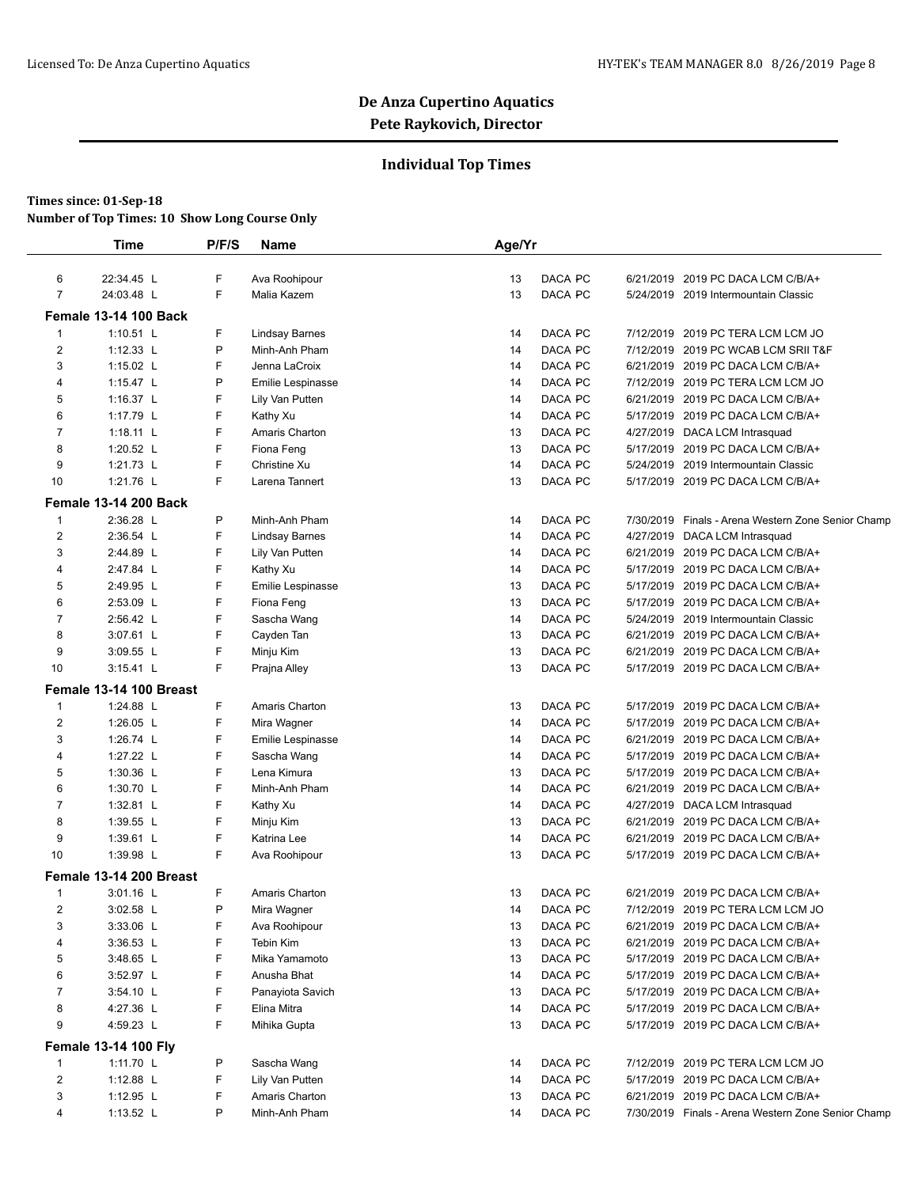## De Anza Cupertino Aquatics
## Pete Raykovich, Director

### Individual Top Times

**Times since: 01-Sep-18**
**Number of Top Times: 10 Show Long Course Only**

| | Time | P/F/S | Name | Age/Yr | | | |
|---|---|---|---|---|---|---|---|
| 6 | 22:34.45 L | F | Ava Roohipour | 13 | DACA PC | 6/21/2019 | 2019 PC DACA LCM C/B/A+ |
| 7 | 24:03.48 L | F | Malia Kazem | 13 | DACA PC | 5/24/2019 | 2019 Intermountain Classic |
| **Female 13-14 100 Back** | | | | | | | |
| 1 | 1:10.51 L | F | Lindsay Barnes | 14 | DACA PC | 7/12/2019 | 2019 PC TERA LCM LCM JO |
| 2 | 1:12.33 L | P | Minh-Anh Pham | 14 | DACA PC | 7/12/2019 | 2019 PC WCAB LCM SRII T&F |
| 3 | 1:15.02 L | F | Jenna LaCroix | 14 | DACA PC | 6/21/2019 | 2019 PC DACA LCM C/B/A+ |
| 4 | 1:15.47 L | P | Emilie Lespinasse | 14 | DACA PC | 7/12/2019 | 2019 PC TERA LCM LCM JO |
| 5 | 1:16.37 L | F | Lily Van Putten | 14 | DACA PC | 6/21/2019 | 2019 PC DACA LCM C/B/A+ |
| 6 | 1:17.79 L | F | Kathy Xu | 14 | DACA PC | 5/17/2019 | 2019 PC DACA LCM C/B/A+ |
| 7 | 1:18.11 L | F | Amaris Charton | 13 | DACA PC | 4/27/2019 | DACA LCM Intrasquad |
| 8 | 1:20.52 L | F | Fiona Feng | 13 | DACA PC | 5/17/2019 | 2019 PC DACA LCM C/B/A+ |
| 9 | 1:21.73 L | F | Christine Xu | 14 | DACA PC | 5/24/2019 | 2019 Intermountain Classic |
| 10 | 1:21.76 L | F | Larena Tannert | 13 | DACA PC | 5/17/2019 | 2019 PC DACA LCM C/B/A+ |
| **Female 13-14 200 Back** | | | | | | | |
| 1 | 2:36.28 L | P | Minh-Anh Pham | 14 | DACA PC | 7/30/2019 | Finals - Arena Western Zone Senior Champ |
| 2 | 2:36.54 L | F | Lindsay Barnes | 14 | DACA PC | 4/27/2019 | DACA LCM Intrasquad |
| 3 | 2:44.89 L | F | Lily Van Putten | 14 | DACA PC | 6/21/2019 | 2019 PC DACA LCM C/B/A+ |
| 4 | 2:47.84 L | F | Kathy Xu | 14 | DACA PC | 5/17/2019 | 2019 PC DACA LCM C/B/A+ |
| 5 | 2:49.95 L | F | Emilie Lespinasse | 13 | DACA PC | 5/17/2019 | 2019 PC DACA LCM C/B/A+ |
| 6 | 2:53.09 L | F | Fiona Feng | 13 | DACA PC | 5/17/2019 | 2019 PC DACA LCM C/B/A+ |
| 7 | 2:56.42 L | F | Sascha Wang | 14 | DACA PC | 5/24/2019 | 2019 Intermountain Classic |
| 8 | 3:07.61 L | F | Cayden Tan | 13 | DACA PC | 6/21/2019 | 2019 PC DACA LCM C/B/A+ |
| 9 | 3:09.55 L | F | Minju Kim | 13 | DACA PC | 6/21/2019 | 2019 PC DACA LCM C/B/A+ |
| 10 | 3:15.41 L | F | Prajna Alley | 13 | DACA PC | 5/17/2019 | 2019 PC DACA LCM C/B/A+ |
| **Female 13-14 100 Breast** | | | | | | | |
| 1 | 1:24.88 L | F | Amaris Charton | 13 | DACA PC | 5/17/2019 | 2019 PC DACA LCM C/B/A+ |
| 2 | 1:26.05 L | F | Mira Wagner | 14 | DACA PC | 5/17/2019 | 2019 PC DACA LCM C/B/A+ |
| 3 | 1:26.74 L | F | Emilie Lespinasse | 14 | DACA PC | 6/21/2019 | 2019 PC DACA LCM C/B/A+ |
| 4 | 1:27.22 L | F | Sascha Wang | 14 | DACA PC | 5/17/2019 | 2019 PC DACA LCM C/B/A+ |
| 5 | 1:30.36 L | F | Lena Kimura | 13 | DACA PC | 5/17/2019 | 2019 PC DACA LCM C/B/A+ |
| 6 | 1:30.70 L | F | Minh-Anh Pham | 14 | DACA PC | 6/21/2019 | 2019 PC DACA LCM C/B/A+ |
| 7 | 1:32.81 L | F | Kathy Xu | 14 | DACA PC | 4/27/2019 | DACA LCM Intrasquad |
| 8 | 1:39.55 L | F | Minju Kim | 13 | DACA PC | 6/21/2019 | 2019 PC DACA LCM C/B/A+ |
| 9 | 1:39.61 L | F | Katrina Lee | 14 | DACA PC | 6/21/2019 | 2019 PC DACA LCM C/B/A+ |
| 10 | 1:39.98 L | F | Ava Roohipour | 13 | DACA PC | 5/17/2019 | 2019 PC DACA LCM C/B/A+ |
| **Female 13-14 200 Breast** | | | | | | | |
| 1 | 3:01.16 L | F | Amaris Charton | 13 | DACA PC | 6/21/2019 | 2019 PC DACA LCM C/B/A+ |
| 2 | 3:02.58 L | P | Mira Wagner | 14 | DACA PC | 7/12/2019 | 2019 PC TERA LCM LCM JO |
| 3 | 3:33.06 L | F | Ava Roohipour | 13 | DACA PC | 6/21/2019 | 2019 PC DACA LCM C/B/A+ |
| 4 | 3:36.53 L | F | Tebin Kim | 13 | DACA PC | 6/21/2019 | 2019 PC DACA LCM C/B/A+ |
| 5 | 3:48.65 L | F | Mika Yamamoto | 13 | DACA PC | 5/17/2019 | 2019 PC DACA LCM C/B/A+ |
| 6 | 3:52.97 L | F | Anusha Bhat | 14 | DACA PC | 5/17/2019 | 2019 PC DACA LCM C/B/A+ |
| 7 | 3:54.10 L | F | Panayiota Savich | 13 | DACA PC | 5/17/2019 | 2019 PC DACA LCM C/B/A+ |
| 8 | 4:27.36 L | F | Elina Mitra | 14 | DACA PC | 5/17/2019 | 2019 PC DACA LCM C/B/A+ |
| 9 | 4:59.23 L | F | Mihika Gupta | 13 | DACA PC | 5/17/2019 | 2019 PC DACA LCM C/B/A+ |
| **Female 13-14 100 Fly** | | | | | | | |
| 1 | 1:11.70 L | P | Sascha Wang | 14 | DACA PC | 7/12/2019 | 2019 PC TERA LCM LCM JO |
| 2 | 1:12.88 L | F | Lily Van Putten | 14 | DACA PC | 5/17/2019 | 2019 PC DACA LCM C/B/A+ |
| 3 | 1:12.95 L | F | Amaris Charton | 13 | DACA PC | 6/21/2019 | 2019 PC DACA LCM C/B/A+ |
| 4 | 1:13.52 L | P | Minh-Anh Pham | 14 | DACA PC | 7/30/2019 | Finals - Arena Western Zone Senior Champ |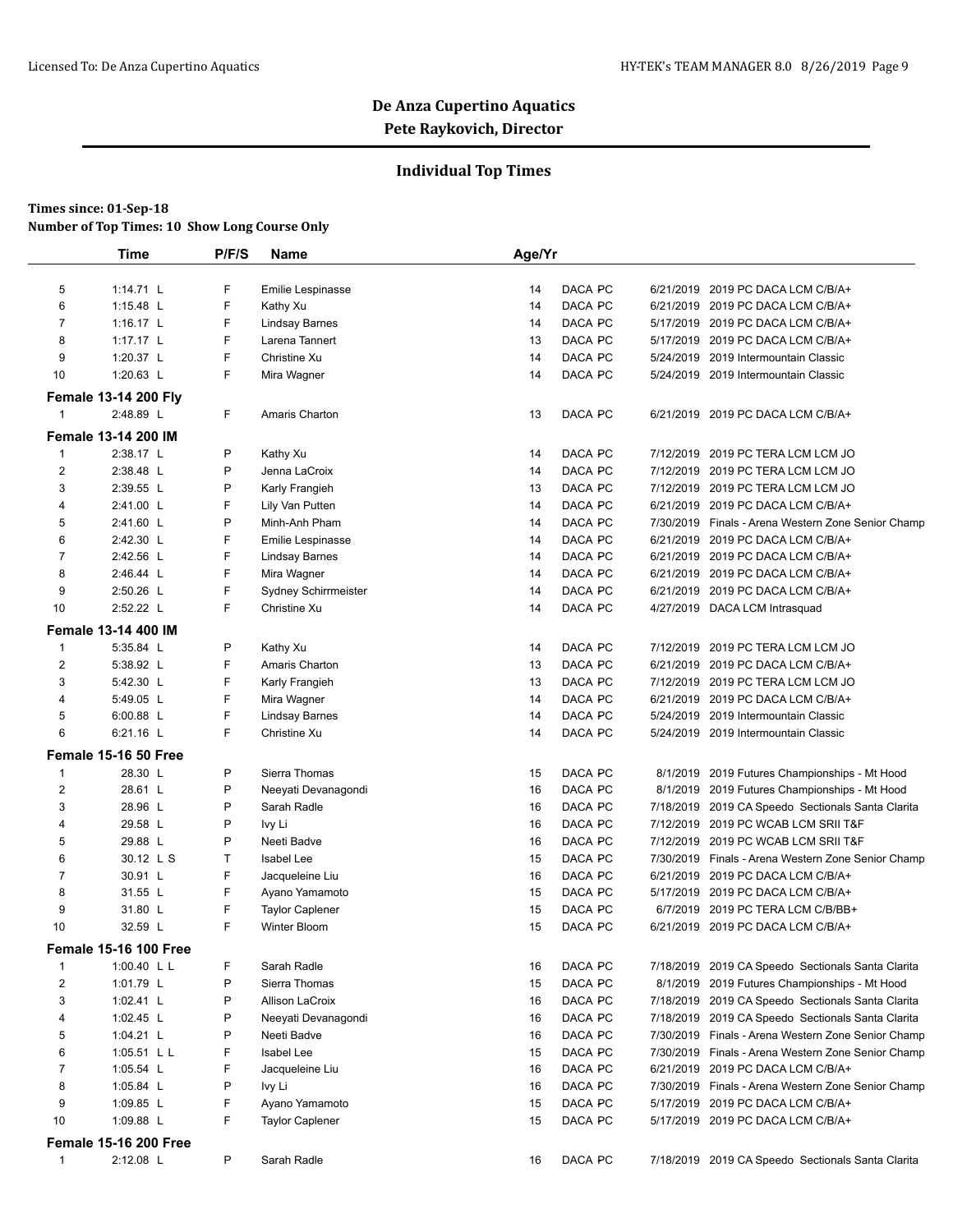## De Anza Cupertino Aquatics
## Pete Raykovich, Director

### Individual Top Times

**Times since: 01-Sep-18**
**Number of Top Times: 10 Show Long Course Only**

| | Time | P/F/S | Name | Age/Yr | | |
|---|---|---|---|---|---|---|
| 5 | 1:14.71 L | F | Emilie Lespinasse | 14 | DACA PC | 6/21/2019 2019 PC DACA LCM C/B/A+ |
| 6 | 1:15.48 L | F | Kathy Xu | 14 | DACA PC | 6/21/2019 2019 PC DACA LCM C/B/A+ |
| 7 | 1:16.17 L | F | Lindsay Barnes | 14 | DACA PC | 5/17/2019 2019 PC DACA LCM C/B/A+ |
| 8 | 1:17.17 L | F | Larena Tannert | 13 | DACA PC | 5/17/2019 2019 PC DACA LCM C/B/A+ |
| 9 | 1:20.37 L | F | Christine Xu | 14 | DACA PC | 5/24/2019 2019 Intermountain Classic |
| 10 | 1:20.63 L | F | Mira Wagner | 14 | DACA PC | 5/24/2019 2019 Intermountain Classic |
| **Female 13-14 200 Fly** | | | | | | |
| 1 | 2:48.89 L | F | Amaris Charton | 13 | DACA PC | 6/21/2019 2019 PC DACA LCM C/B/A+ |
| **Female 13-14 200 IM** | | | | | | |
| 1 | 2:38.17 L | P | Kathy Xu | 14 | DACA PC | 7/12/2019 2019 PC TERA LCM LCM JO |
| 2 | 2:38.48 L | P | Jenna LaCroix | 14 | DACA PC | 7/12/2019 2019 PC TERA LCM LCM JO |
| 3 | 2:39.55 L | P | Karly Frangieh | 13 | DACA PC | 7/12/2019 2019 PC TERA LCM LCM JO |
| 4 | 2:41.00 L | F | Lily Van Putten | 14 | DACA PC | 6/21/2019 2019 PC DACA LCM C/B/A+ |
| 5 | 2:41.60 L | P | Minh-Anh Pham | 14 | DACA PC | 7/30/2019 Finals - Arena Western Zone Senior Champ |
| 6 | 2:42.30 L | F | Emilie Lespinasse | 14 | DACA PC | 6/21/2019 2019 PC DACA LCM C/B/A+ |
| 7 | 2:42.56 L | F | Lindsay Barnes | 14 | DACA PC | 6/21/2019 2019 PC DACA LCM C/B/A+ |
| 8 | 2:46.44 L | F | Mira Wagner | 14 | DACA PC | 6/21/2019 2019 PC DACA LCM C/B/A+ |
| 9 | 2:50.26 L | F | Sydney Schirrmeister | 14 | DACA PC | 6/21/2019 2019 PC DACA LCM C/B/A+ |
| 10 | 2:52.22 L | F | Christine Xu | 14 | DACA PC | 4/27/2019 DACA LCM Intrasquad |
| **Female 13-14 400 IM** | | | | | | |
| 1 | 5:35.84 L | P | Kathy Xu | 14 | DACA PC | 7/12/2019 2019 PC TERA LCM LCM JO |
| 2 | 5:38.92 L | F | Amaris Charton | 13 | DACA PC | 6/21/2019 2019 PC DACA LCM C/B/A+ |
| 3 | 5:42.30 L | F | Karly Frangieh | 13 | DACA PC | 7/12/2019 2019 PC TERA LCM LCM JO |
| 4 | 5:49.05 L | F | Mira Wagner | 14 | DACA PC | 6/21/2019 2019 PC DACA LCM C/B/A+ |
| 5 | 6:00.88 L | F | Lindsay Barnes | 14 | DACA PC | 5/24/2019 2019 Intermountain Classic |
| 6 | 6:21.16 L | F | Christine Xu | 14 | DACA PC | 5/24/2019 2019 Intermountain Classic |
| **Female 15-16 50 Free** | | | | | | |
| 1 | 28.30 L | P | Sierra Thomas | 15 | DACA PC | 8/1/2019 2019 Futures Championships - Mt Hood |
| 2 | 28.61 L | P | Neeyati Devanagondi | 16 | DACA PC | 8/1/2019 2019 Futures Championships - Mt Hood |
| 3 | 28.96 L | P | Sarah Radle | 16 | DACA PC | 7/18/2019 2019 CA Speedo Sectionals Santa Clarita |
| 4 | 29.58 L | P | Ivy Li | 16 | DACA PC | 7/12/2019 2019 PC WCAB LCM SRII T&F |
| 5 | 29.88 L | P | Neeti Badve | 16 | DACA PC | 7/12/2019 2019 PC WCAB LCM SRII T&F |
| 6 | 30.12 L S | T | Isabel Lee | 15 | DACA PC | 7/30/2019 Finals - Arena Western Zone Senior Champ |
| 7 | 30.91 L | F | Jacqueleine Liu | 16 | DACA PC | 6/21/2019 2019 PC DACA LCM C/B/A+ |
| 8 | 31.55 L | F | Ayano Yamamoto | 15 | DACA PC | 5/17/2019 2019 PC DACA LCM C/B/A+ |
| 9 | 31.80 L | F | Taylor Caplener | 15 | DACA PC | 6/7/2019 2019 PC TERA LCM C/B/BB+ |
| 10 | 32.59 L | F | Winter Bloom | 15 | DACA PC | 6/21/2019 2019 PC DACA LCM C/B/A+ |
| **Female 15-16 100 Free** | | | | | | |
| 1 | 1:00.40 L L | F | Sarah Radle | 16 | DACA PC | 7/18/2019 2019 CA Speedo Sectionals Santa Clarita |
| 2 | 1:01.79 L | P | Sierra Thomas | 15 | DACA PC | 8/1/2019 2019 Futures Championships - Mt Hood |
| 3 | 1:02.41 L | P | Allison LaCroix | 16 | DACA PC | 7/18/2019 2019 CA Speedo Sectionals Santa Clarita |
| 4 | 1:02.45 L | P | Neeyati Devanagondi | 16 | DACA PC | 7/18/2019 2019 CA Speedo Sectionals Santa Clarita |
| 5 | 1:04.21 L | P | Neeti Badve | 16 | DACA PC | 7/30/2019 Finals - Arena Western Zone Senior Champ |
| 6 | 1:05.51 L L | F | Isabel Lee | 15 | DACA PC | 7/30/2019 Finals - Arena Western Zone Senior Champ |
| 7 | 1:05.54 L | F | Jacqueleine Liu | 16 | DACA PC | 6/21/2019 2019 PC DACA LCM C/B/A+ |
| 8 | 1:05.84 L | P | Ivy Li | 16 | DACA PC | 7/30/2019 Finals - Arena Western Zone Senior Champ |
| 9 | 1:09.85 L | F | Ayano Yamamoto | 15 | DACA PC | 5/17/2019 2019 PC DACA LCM C/B/A+ |
| 10 | 1:09.88 L | F | Taylor Caplener | 15 | DACA PC | 5/17/2019 2019 PC DACA LCM C/B/A+ |
| **Female 15-16 200 Free** | | | | | | |
| 1 | 2:12.08 L | P | Sarah Radle | 16 | DACA PC | 7/18/2019 2019 CA Speedo Sectionals Santa Clarita |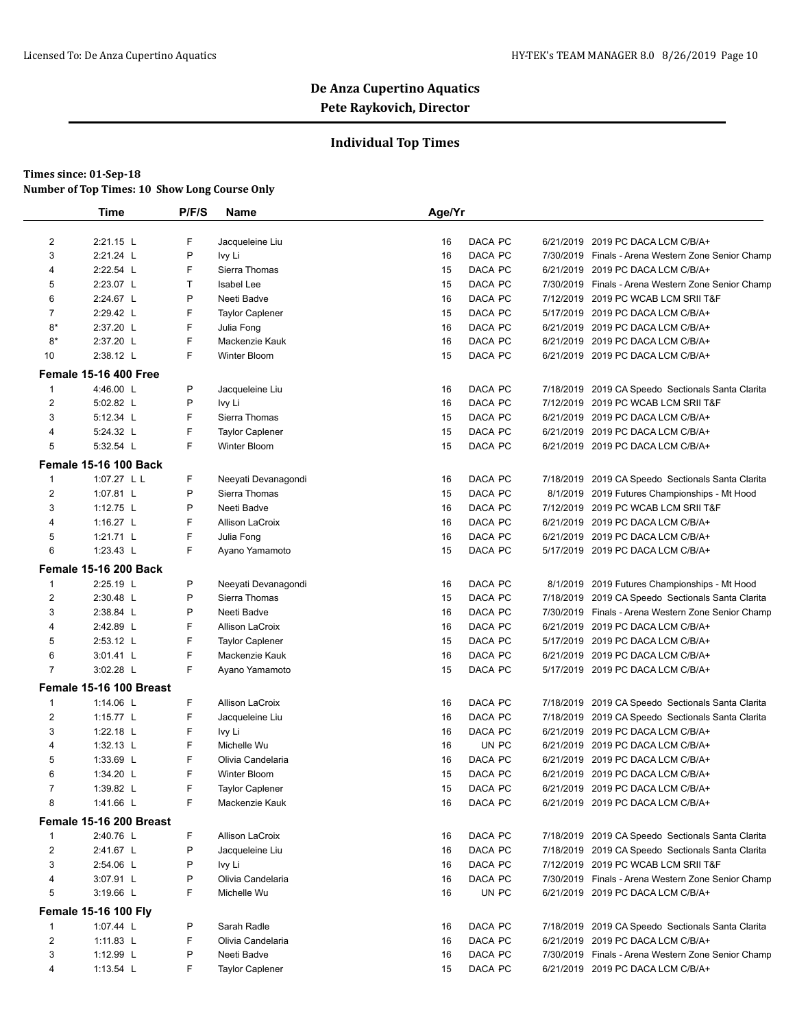# De Anza Cupertino Aquatics

## Pete Raykovich, Director

### Individual Top Times

**Times since: 01-Sep-18**

**Number of Top Times: 10 Show Long Course Only**

| | Time | P/F/S | Name | Age/Yr | | | |
|---|---|---|---|---|---|---|---|
| 2 | 2:21.15 L | F | Jacqueleine Liu | 16 | DACA PC | 6/21/2019 | 2019 PC DACA LCM C/B/A+ |
| 3 | 2:21.24 L | P | Ivy Li | 16 | DACA PC | 7/30/2019 | Finals - Arena Western Zone Senior Champ |
| 4 | 2:22.54 L | F | Sierra Thomas | 15 | DACA PC | 6/21/2019 | 2019 PC DACA LCM C/B/A+ |
| 5 | 2:23.07 L | T | Isabel Lee | 15 | DACA PC | 7/30/2019 | Finals - Arena Western Zone Senior Champ |
| 6 | 2:24.67 L | P | Neeti Badve | 16 | DACA PC | 7/12/2019 | 2019 PC WCAB LCM SRII T&F |
| 7 | 2:29.42 L | F | Taylor Caplener | 15 | DACA PC | 5/17/2019 | 2019 PC DACA LCM C/B/A+ |
| 8* | 2:37.20 L | F | Julia Fong | 16 | DACA PC | 6/21/2019 | 2019 PC DACA LCM C/B/A+ |
| 8* | 2:37.20 L | F | Mackenzie Kauk | 16 | DACA PC | 6/21/2019 | 2019 PC DACA LCM C/B/A+ |
| 10 | 2:38.12 L | F | Winter Bloom | 15 | DACA PC | 6/21/2019 | 2019 PC DACA LCM C/B/A+ |
| **Female 15-16 400 Free** | | | | | | | |
| 1 | 4:46.00 L | P | Jacqueleine Liu | 16 | DACA PC | 7/18/2019 | 2019 CA Speedo Sectionals Santa Clarita |
| 2 | 5:02.82 L | P | Ivy Li | 16 | DACA PC | 7/12/2019 | 2019 PC WCAB LCM SRII T&F |
| 3 | 5:12.34 L | F | Sierra Thomas | 15 | DACA PC | 6/21/2019 | 2019 PC DACA LCM C/B/A+ |
| 4 | 5:24.32 L | F | Taylor Caplener | 15 | DACA PC | 6/21/2019 | 2019 PC DACA LCM C/B/A+ |
| 5 | 5:32.54 L | F | Winter Bloom | 15 | DACA PC | 6/21/2019 | 2019 PC DACA LCM C/B/A+ |
| **Female 15-16 100 Back** | | | | | | | |
| 1 | 1:07.27 L L | F | Neeyati Devanagondi | 16 | DACA PC | 7/18/2019 | 2019 CA Speedo Sectionals Santa Clarita |
| 2 | 1:07.81 L | P | Sierra Thomas | 15 | DACA PC | 8/1/2019 | 2019 Futures Championships - Mt Hood |
| 3 | 1:12.75 L | P | Neeti Badve | 16 | DACA PC | 7/12/2019 | 2019 PC WCAB LCM SRII T&F |
| 4 | 1:16.27 L | F | Allison LaCroix | 16 | DACA PC | 6/21/2019 | 2019 PC DACA LCM C/B/A+ |
| 5 | 1:21.71 L | F | Julia Fong | 16 | DACA PC | 6/21/2019 | 2019 PC DACA LCM C/B/A+ |
| 6 | 1:23.43 L | F | Ayano Yamamoto | 15 | DACA PC | 5/17/2019 | 2019 PC DACA LCM C/B/A+ |
| **Female 15-16 200 Back** | | | | | | | |
| 1 | 2:25.19 L | P | Neeyati Devanagondi | 16 | DACA PC | 8/1/2019 | 2019 Futures Championships - Mt Hood |
| 2 | 2:30.48 L | P | Sierra Thomas | 15 | DACA PC | 7/18/2019 | 2019 CA Speedo Sectionals Santa Clarita |
| 3 | 2:38.84 L | P | Neeti Badve | 16 | DACA PC | 7/30/2019 | Finals - Arena Western Zone Senior Champ |
| 4 | 2:42.89 L | F | Allison LaCroix | 16 | DACA PC | 6/21/2019 | 2019 PC DACA LCM C/B/A+ |
| 5 | 2:53.12 L | F | Taylor Caplener | 15 | DACA PC | 5/17/2019 | 2019 PC DACA LCM C/B/A+ |
| 6 | 3:01.41 L | F | Mackenzie Kauk | 16 | DACA PC | 6/21/2019 | 2019 PC DACA LCM C/B/A+ |
| 7 | 3:02.28 L | F | Ayano Yamamoto | 15 | DACA PC | 5/17/2019 | 2019 PC DACA LCM C/B/A+ |
| **Female 15-16 100 Breast** | | | | | | | |
| 1 | 1:14.06 L | F | Allison LaCroix | 16 | DACA PC | 7/18/2019 | 2019 CA Speedo Sectionals Santa Clarita |
| 2 | 1:15.77 L | F | Jacqueleine Liu | 16 | DACA PC | 7/18/2019 | 2019 CA Speedo Sectionals Santa Clarita |
| 3 | 1:22.18 L | F | Ivy Li | 16 | DACA PC | 6/21/2019 | 2019 PC DACA LCM C/B/A+ |
| 4 | 1:32.13 L | F | Michelle Wu | 16 | UN PC | 6/21/2019 | 2019 PC DACA LCM C/B/A+ |
| 5 | 1:33.69 L | F | Olivia Candelaria | 16 | DACA PC | 6/21/2019 | 2019 PC DACA LCM C/B/A+ |
| 6 | 1:34.20 L | F | Winter Bloom | 15 | DACA PC | 6/21/2019 | 2019 PC DACA LCM C/B/A+ |
| 7 | 1:39.82 L | F | Taylor Caplener | 15 | DACA PC | 6/21/2019 | 2019 PC DACA LCM C/B/A+ |
| 8 | 1:41.66 L | F | Mackenzie Kauk | 16 | DACA PC | 6/21/2019 | 2019 PC DACA LCM C/B/A+ |
| **Female 15-16 200 Breast** | | | | | | | |
| 1 | 2:40.76 L | F | Allison LaCroix | 16 | DACA PC | 7/18/2019 | 2019 CA Speedo Sectionals Santa Clarita |
| 2 | 2:41.67 L | P | Jacqueleine Liu | 16 | DACA PC | 7/18/2019 | 2019 CA Speedo Sectionals Santa Clarita |
| 3 | 2:54.06 L | P | Ivy Li | 16 | DACA PC | 7/12/2019 | 2019 PC WCAB LCM SRII T&F |
| 4 | 3:07.91 L | P | Olivia Candelaria | 16 | DACA PC | 7/30/2019 | Finals - Arena Western Zone Senior Champ |
| 5 | 3:19.66 L | F | Michelle Wu | 16 | UN PC | 6/21/2019 | 2019 PC DACA LCM C/B/A+ |
| **Female 15-16 100 Fly** | | | | | | | |
| 1 | 1:07.44 L | P | Sarah Radle | 16 | DACA PC | 7/18/2019 | 2019 CA Speedo Sectionals Santa Clarita |
| 2 | 1:11.83 L | F | Olivia Candelaria | 16 | DACA PC | 6/21/2019 | 2019 PC DACA LCM C/B/A+ |
| 3 | 1:12.99 L | P | Neeti Badve | 16 | DACA PC | 7/30/2019 | Finals - Arena Western Zone Senior Champ |
| 4 | 1:13.54 L | F | Taylor Caplener | 15 | DACA PC | 6/21/2019 | 2019 PC DACA LCM C/B/A+ |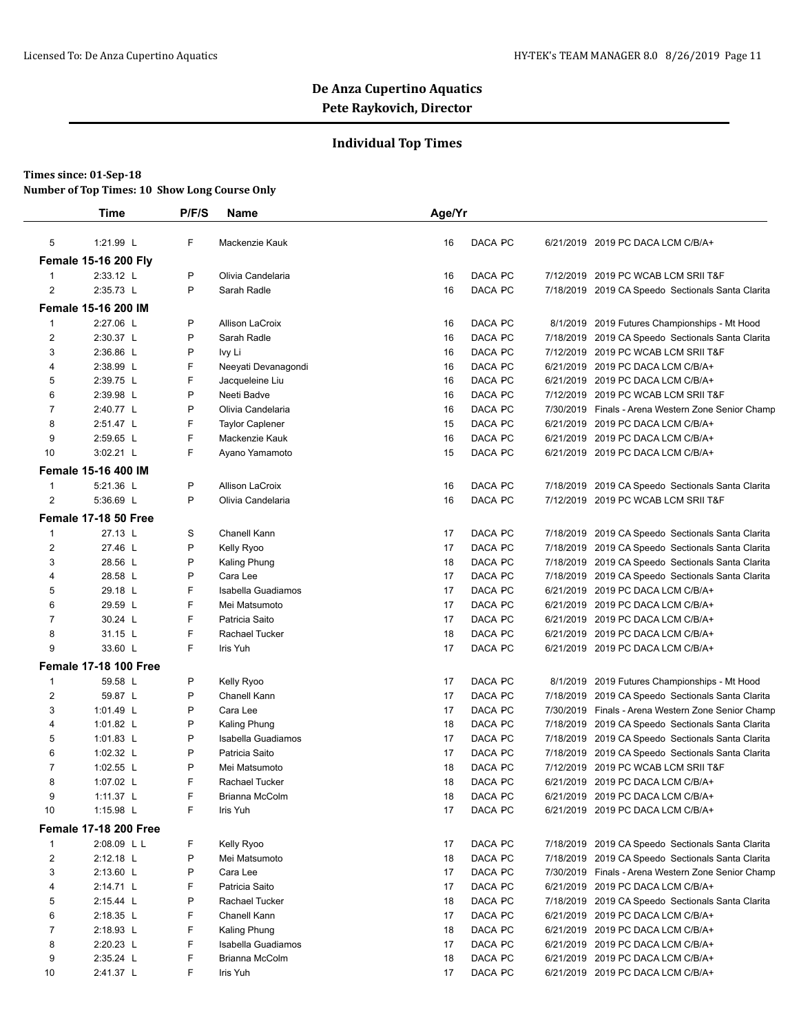## De Anza Cupertino Aquatics
### Pete Raykovich, Director

### Individual Top Times

**Times since: 01-Sep-18**
**Number of Top Times: 10 Show Long Course Only**

| | Time | P/F/S | Name | Age/Yr | | | |
|---|---|---|---|---|---|---|---|
| 5 | 1:21.99 L | F | Mackenzie Kauk | 16 | DACA PC | 6/21/2019 | 2019 PC DACA LCM C/B/A+ |
| **Female 15-16 200 Fly** | | | | | | | |
| 1 | 2:33.12 L | P | Olivia Candelaria | 16 | DACA PC | 7/12/2019 | 2019 PC WCAB LCM SRII T&F |
| 2 | 2:35.73 L | P | Sarah Radle | 16 | DACA PC | 7/18/2019 | 2019 CA Speedo Sectionals Santa Clarita |
| **Female 15-16 200 IM** | | | | | | | |
| 1 | 2:27.06 L | P | Allison LaCroix | 16 | DACA PC | 8/1/2019 | 2019 Futures Championships - Mt Hood |
| 2 | 2:30.37 L | P | Sarah Radle | 16 | DACA PC | 7/18/2019 | 2019 CA Speedo Sectionals Santa Clarita |
| 3 | 2:36.86 L | P | Ivy Li | 16 | DACA PC | 7/12/2019 | 2019 PC WCAB LCM SRII T&F |
| 4 | 2:38.99 L | F | Neeyati Devanagondi | 16 | DACA PC | 6/21/2019 | 2019 PC DACA LCM C/B/A+ |
| 5 | 2:39.75 L | F | Jacqueleine Liu | 16 | DACA PC | 6/21/2019 | 2019 PC DACA LCM C/B/A+ |
| 6 | 2:39.98 L | P | Neeti Badve | 16 | DACA PC | 7/12/2019 | 2019 PC WCAB LCM SRII T&F |
| 7 | 2:40.77 L | P | Olivia Candelaria | 16 | DACA PC | 7/30/2019 | Finals - Arena Western Zone Senior Champ |
| 8 | 2:51.47 L | F | Taylor Caplener | 15 | DACA PC | 6/21/2019 | 2019 PC DACA LCM C/B/A+ |
| 9 | 2:59.65 L | F | Mackenzie Kauk | 16 | DACA PC | 6/21/2019 | 2019 PC DACA LCM C/B/A+ |
| 10 | 3:02.21 L | F | Ayano Yamamoto | 15 | DACA PC | 6/21/2019 | 2019 PC DACA LCM C/B/A+ |
| **Female 15-16 400 IM** | | | | | | | |
| 1 | 5:21.36 L | P | Allison LaCroix | 16 | DACA PC | 7/18/2019 | 2019 CA Speedo Sectionals Santa Clarita |
| 2 | 5:36.69 L | P | Olivia Candelaria | 16 | DACA PC | 7/12/2019 | 2019 PC WCAB LCM SRII T&F |
| **Female 17-18 50 Free** | | | | | | | |
| 1 | 27.13 L | S | Chanell Kann | 17 | DACA PC | 7/18/2019 | 2019 CA Speedo Sectionals Santa Clarita |
| 2 | 27.46 L | P | Kelly Ryoo | 17 | DACA PC | 7/18/2019 | 2019 CA Speedo Sectionals Santa Clarita |
| 3 | 28.56 L | P | Kaling Phung | 18 | DACA PC | 7/18/2019 | 2019 CA Speedo Sectionals Santa Clarita |
| 4 | 28.58 L | P | Cara Lee | 17 | DACA PC | 7/18/2019 | 2019 CA Speedo Sectionals Santa Clarita |
| 5 | 29.18 L | F | Isabella Guadiamos | 17 | DACA PC | 6/21/2019 | 2019 PC DACA LCM C/B/A+ |
| 6 | 29.59 L | F | Mei Matsumoto | 17 | DACA PC | 6/21/2019 | 2019 PC DACA LCM C/B/A+ |
| 7 | 30.24 L | F | Patricia Saito | 17 | DACA PC | 6/21/2019 | 2019 PC DACA LCM C/B/A+ |
| 8 | 31.15 L | F | Rachael Tucker | 18 | DACA PC | 6/21/2019 | 2019 PC DACA LCM C/B/A+ |
| 9 | 33.60 L | F | Iris Yuh | 17 | DACA PC | 6/21/2019 | 2019 PC DACA LCM C/B/A+ |
| **Female 17-18 100 Free** | | | | | | | |
| 1 | 59.58 L | P | Kelly Ryoo | 17 | DACA PC | 8/1/2019 | 2019 Futures Championships - Mt Hood |
| 2 | 59.87 L | P | Chanell Kann | 17 | DACA PC | 7/18/2019 | 2019 CA Speedo Sectionals Santa Clarita |
| 3 | 1:01.49 L | P | Cara Lee | 17 | DACA PC | 7/30/2019 | Finals - Arena Western Zone Senior Champ |
| 4 | 1:01.82 L | P | Kaling Phung | 18 | DACA PC | 7/18/2019 | 2019 CA Speedo Sectionals Santa Clarita |
| 5 | 1:01.83 L | P | Isabella Guadiamos | 17 | DACA PC | 7/18/2019 | 2019 CA Speedo Sectionals Santa Clarita |
| 6 | 1:02.32 L | P | Patricia Saito | 17 | DACA PC | 7/18/2019 | 2019 CA Speedo Sectionals Santa Clarita |
| 7 | 1:02.55 L | P | Mei Matsumoto | 18 | DACA PC | 7/12/2019 | 2019 PC WCAB LCM SRII T&F |
| 8 | 1:07.02 L | F | Rachael Tucker | 18 | DACA PC | 6/21/2019 | 2019 PC DACA LCM C/B/A+ |
| 9 | 1:11.37 L | F | Brianna McColm | 18 | DACA PC | 6/21/2019 | 2019 PC DACA LCM C/B/A+ |
| 10 | 1:15.98 L | F | Iris Yuh | 17 | DACA PC | 6/21/2019 | 2019 PC DACA LCM C/B/A+ |
| **Female 17-18 200 Free** | | | | | | | |
| 1 | 2:08.09 L L | F | Kelly Ryoo | 17 | DACA PC | 7/18/2019 | 2019 CA Speedo Sectionals Santa Clarita |
| 2 | 2:12.18 L | P | Mei Matsumoto | 18 | DACA PC | 7/18/2019 | 2019 CA Speedo Sectionals Santa Clarita |
| 3 | 2:13.60 L | P | Cara Lee | 17 | DACA PC | 7/30/2019 | Finals - Arena Western Zone Senior Champ |
| 4 | 2:14.71 L | F | Patricia Saito | 17 | DACA PC | 6/21/2019 | 2019 PC DACA LCM C/B/A+ |
| 5 | 2:15.44 L | P | Rachael Tucker | 18 | DACA PC | 7/18/2019 | 2019 CA Speedo Sectionals Santa Clarita |
| 6 | 2:18.35 L | F | Chanell Kann | 17 | DACA PC | 6/21/2019 | 2019 PC DACA LCM C/B/A+ |
| 7 | 2:18.93 L | F | Kaling Phung | 18 | DACA PC | 6/21/2019 | 2019 PC DACA LCM C/B/A+ |
| 8 | 2:20.23 L | F | Isabella Guadiamos | 17 | DACA PC | 6/21/2019 | 2019 PC DACA LCM C/B/A+ |
| 9 | 2:35.24 L | F | Brianna McColm | 18 | DACA PC | 6/21/2019 | 2019 PC DACA LCM C/B/A+ |
| 10 | 2:41.37 L | F | Iris Yuh | 17 | DACA PC | 6/21/2019 | 2019 PC DACA LCM C/B/A+ |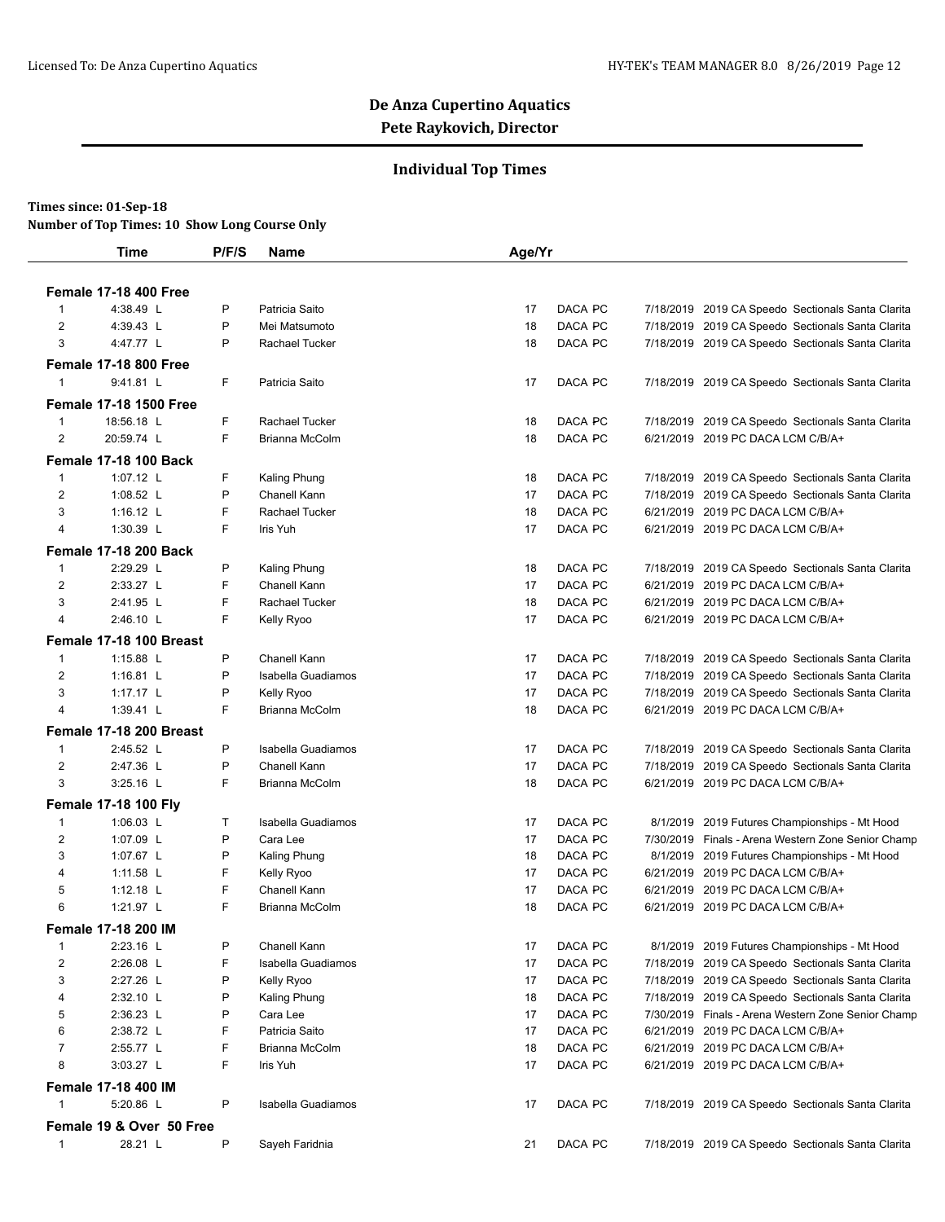# De Anza Cupertino Aquatics

**Pete Raykovich, Director**

## Individual Top Times

**Times since: 01-Sep-18**

**Number of Top Times: 10 Show Long Course Only**

| | Time | P/F/S | Name | Age/Yr | | | |
|---|---|---|---|---|---|---|---|
| **Female 17-18 400 Free** | | | | | | | |
| 1 | 4:38.49 L | P | Patricia Saito | 17 | DACA PC | 7/18/2019 | 2019 CA Speedo Sectionals Santa Clarita |
| 2 | 4:39.43 L | P | Mei Matsumoto | 18 | DACA PC | 7/18/2019 | 2019 CA Speedo Sectionals Santa Clarita |
| 3 | 4:47.77 L | P | Rachael Tucker | 18 | DACA PC | 7/18/2019 | 2019 CA Speedo Sectionals Santa Clarita |
| **Female 17-18 800 Free** | | | | | | | |
| 1 | 9:41.81 L | F | Patricia Saito | 17 | DACA PC | 7/18/2019 | 2019 CA Speedo Sectionals Santa Clarita |
| **Female 17-18 1500 Free** | | | | | | | |
| 1 | 18:56.18 L | F | Rachael Tucker | 18 | DACA PC | 7/18/2019 | 2019 CA Speedo Sectionals Santa Clarita |
| 2 | 20:59.74 L | F | Brianna McColm | 18 | DACA PC | 6/21/2019 | 2019 PC DACA LCM C/B/A+ |
| **Female 17-18 100 Back** | | | | | | | |
| 1 | 1:07.12 L | F | Kaling Phung | 18 | DACA PC | 7/18/2019 | 2019 CA Speedo Sectionals Santa Clarita |
| 2 | 1:08.52 L | P | Chanell Kann | 17 | DACA PC | 7/18/2019 | 2019 CA Speedo Sectionals Santa Clarita |
| 3 | 1:16.12 L | F | Rachael Tucker | 18 | DACA PC | 6/21/2019 | 2019 PC DACA LCM C/B/A+ |
| 4 | 1:30.39 L | F | Iris Yuh | 17 | DACA PC | 6/21/2019 | 2019 PC DACA LCM C/B/A+ |
| **Female 17-18 200 Back** | | | | | | | |
| 1 | 2:29.29 L | P | Kaling Phung | 18 | DACA PC | 7/18/2019 | 2019 CA Speedo Sectionals Santa Clarita |
| 2 | 2:33.27 L | F | Chanell Kann | 17 | DACA PC | 6/21/2019 | 2019 PC DACA LCM C/B/A+ |
| 3 | 2:41.95 L | F | Rachael Tucker | 18 | DACA PC | 6/21/2019 | 2019 PC DACA LCM C/B/A+ |
| 4 | 2:46.10 L | F | Kelly Ryoo | 17 | DACA PC | 6/21/2019 | 2019 PC DACA LCM C/B/A+ |
| **Female 17-18 100 Breast** | | | | | | | |
| 1 | 1:15.88 L | P | Chanell Kann | 17 | DACA PC | 7/18/2019 | 2019 CA Speedo Sectionals Santa Clarita |
| 2 | 1:16.81 L | P | Isabella Guadiamos | 17 | DACA PC | 7/18/2019 | 2019 CA Speedo Sectionals Santa Clarita |
| 3 | 1:17.17 L | P | Kelly Ryoo | 17 | DACA PC | 7/18/2019 | 2019 CA Speedo Sectionals Santa Clarita |
| 4 | 1:39.41 L | F | Brianna McColm | 18 | DACA PC | 6/21/2019 | 2019 PC DACA LCM C/B/A+ |
| **Female 17-18 200 Breast** | | | | | | | |
| 1 | 2:45.52 L | P | Isabella Guadiamos | 17 | DACA PC | 7/18/2019 | 2019 CA Speedo Sectionals Santa Clarita |
| 2 | 2:47.36 L | P | Chanell Kann | 17 | DACA PC | 7/18/2019 | 2019 CA Speedo Sectionals Santa Clarita |
| 3 | 3:25.16 L | F | Brianna McColm | 18 | DACA PC | 6/21/2019 | 2019 PC DACA LCM C/B/A+ |
| **Female 17-18 100 Fly** | | | | | | | |
| 1 | 1:06.03 L | T | Isabella Guadiamos | 17 | DACA PC | 8/1/2019 | 2019 Futures Championships - Mt Hood |
| 2 | 1:07.09 L | P | Cara Lee | 17 | DACA PC | 7/30/2019 | Finals - Arena Western Zone Senior Champ |
| 3 | 1:07.67 L | P | Kaling Phung | 18 | DACA PC | 8/1/2019 | 2019 Futures Championships - Mt Hood |
| 4 | 1:11.58 L | F | Kelly Ryoo | 17 | DACA PC | 6/21/2019 | 2019 PC DACA LCM C/B/A+ |
| 5 | 1:12.18 L | F | Chanell Kann | 17 | DACA PC | 6/21/2019 | 2019 PC DACA LCM C/B/A+ |
| 6 | 1:21.97 L | F | Brianna McColm | 18 | DACA PC | 6/21/2019 | 2019 PC DACA LCM C/B/A+ |
| **Female 17-18 200 IM** | | | | | | | |
| 1 | 2:23.16 L | P | Chanell Kann | 17 | DACA PC | 8/1/2019 | 2019 Futures Championships - Mt Hood |
| 2 | 2:26.08 L | F | Isabella Guadiamos | 17 | DACA PC | 7/18/2019 | 2019 CA Speedo Sectionals Santa Clarita |
| 3 | 2:27.26 L | P | Kelly Ryoo | 17 | DACA PC | 7/18/2019 | 2019 CA Speedo Sectionals Santa Clarita |
| 4 | 2:32.10 L | P | Kaling Phung | 18 | DACA PC | 7/18/2019 | 2019 CA Speedo Sectionals Santa Clarita |
| 5 | 2:36.23 L | P | Cara Lee | 17 | DACA PC | 7/30/2019 | Finals - Arena Western Zone Senior Champ |
| 6 | 2:38.72 L | F | Patricia Saito | 17 | DACA PC | 6/21/2019 | 2019 PC DACA LCM C/B/A+ |
| 7 | 2:55.77 L | F | Brianna McColm | 18 | DACA PC | 6/21/2019 | 2019 PC DACA LCM C/B/A+ |
| 8 | 3:03.27 L | F | Iris Yuh | 17 | DACA PC | 6/21/2019 | 2019 PC DACA LCM C/B/A+ |
| **Female 17-18 400 IM** | | | | | | | |
| 1 | 5:20.86 L | P | Isabella Guadiamos | 17 | DACA PC | 7/18/2019 | 2019 CA Speedo Sectionals Santa Clarita |
| **Female 19 & Over 50 Free** | | | | | | | |
| 1 | 28.21 L | P | Sayeh Faridnia | 21 | DACA PC | 7/18/2019 | 2019 CA Speedo Sectionals Santa Clarita |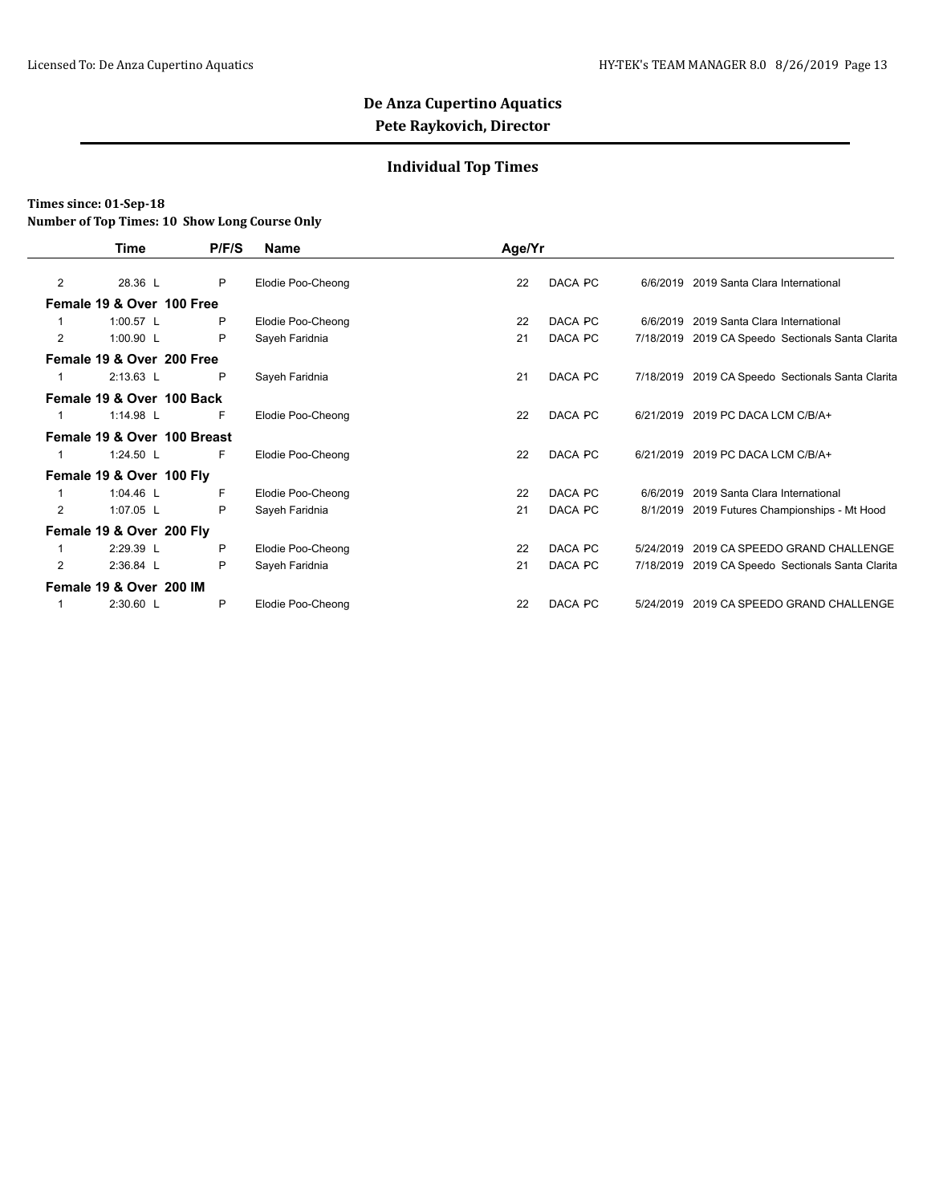## De Anza Cupertino Aquatics

## Pete Raykovich, Director

### Individual Top Times

**Times since: 01-Sep-18**

**Number of Top Times: 10 Show Long Course Only**

| | Time | P/F/S | Name | Age/Yr | | | |
|---|---|---|---|---|---|---|---|
| 2 | 28.36 L | P | Elodie Poo-Cheong | 22 | DACA PC | 6/6/2019 | 2019 Santa Clara International |
| **Female 19 & Over 100 Free** | | | | | | | |
| 1 | 1:00.57 L | P | Elodie Poo-Cheong | 22 | DACA PC | 6/6/2019 | 2019 Santa Clara International |
| 2 | 1:00.90 L | P | Sayeh Faridnia | 21 | DACA PC | 7/18/2019 | 2019 CA Speedo Sectionals Santa Clarita |
| **Female 19 & Over 200 Free** | | | | | | | |
| 1 | 2:13.63 L | P | Sayeh Faridnia | 21 | DACA PC | 7/18/2019 | 2019 CA Speedo Sectionals Santa Clarita |
| **Female 19 & Over 100 Back** | | | | | | | |
| 1 | 1:14.98 L | F | Elodie Poo-Cheong | 22 | DACA PC | 6/21/2019 | 2019 PC DACA LCM C/B/A+ |
| **Female 19 & Over 100 Breast** | | | | | | | |
| 1 | 1:24.50 L | F | Elodie Poo-Cheong | 22 | DACA PC | 6/21/2019 | 2019 PC DACA LCM C/B/A+ |
| **Female 19 & Over 100 Fly** | | | | | | | |
| 1 | 1:04.46 L | F | Elodie Poo-Cheong | 22 | DACA PC | 6/6/2019 | 2019 Santa Clara International |
| 2 | 1:07.05 L | P | Sayeh Faridnia | 21 | DACA PC | 8/1/2019 | 2019 Futures Championships - Mt Hood |
| **Female 19 & Over 200 Fly** | | | | | | | |
| 1 | 2:29.39 L | P | Elodie Poo-Cheong | 22 | DACA PC | 5/24/2019 | 2019 CA SPEEDO GRAND CHALLENGE |
| 2 | 2:36.84 L | P | Sayeh Faridnia | 21 | DACA PC | 7/18/2019 | 2019 CA Speedo Sectionals Santa Clarita |
| **Female 19 & Over 200 IM** | | | | | | | |
| 1 | 2:30.60 L | P | Elodie Poo-Cheong | 22 | DACA PC | 5/24/2019 | 2019 CA SPEEDO GRAND CHALLENGE |